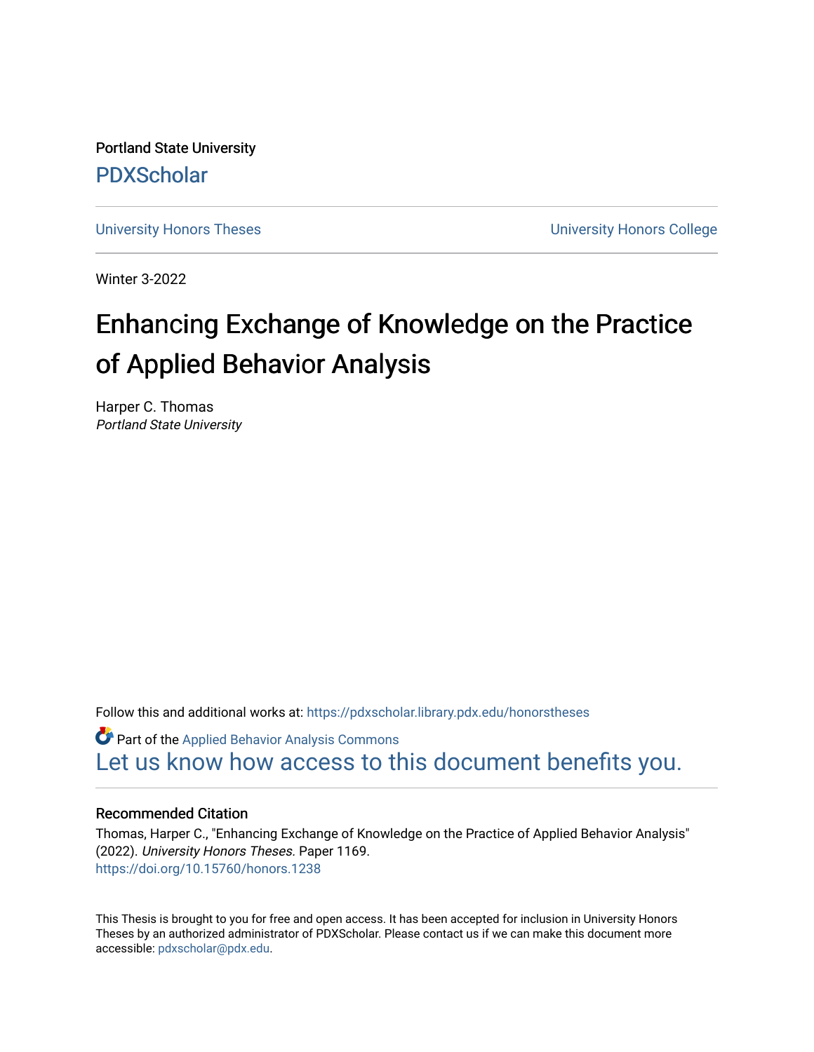Portland State University

PDXScholar

University Honors Theses | University Honors College

Winter 3-2022

# Enhancing Exchange of Knowledge on the Practice of Applied Behavior Analysis

Harper C. Thomas
*Portland State University*

Follow this and additional works at: https://pdxscholar.library.pdx.edu/honorstheses

Part of the Applied Behavior Analysis Commons

Let us know how access to this document benefits you.

### Recommended Citation

Thomas, Harper C., "Enhancing Exchange of Knowledge on the Practice of Applied Behavior Analysis" (2022). *University Honors Theses.* Paper 1169.
https://doi.org/10.15760/honors.1238

This Thesis is brought to you for free and open access. It has been accepted for inclusion in University Honors Theses by an authorized administrator of PDXScholar. Please contact us if we can make this document more accessible: pdxscholar@pdx.edu.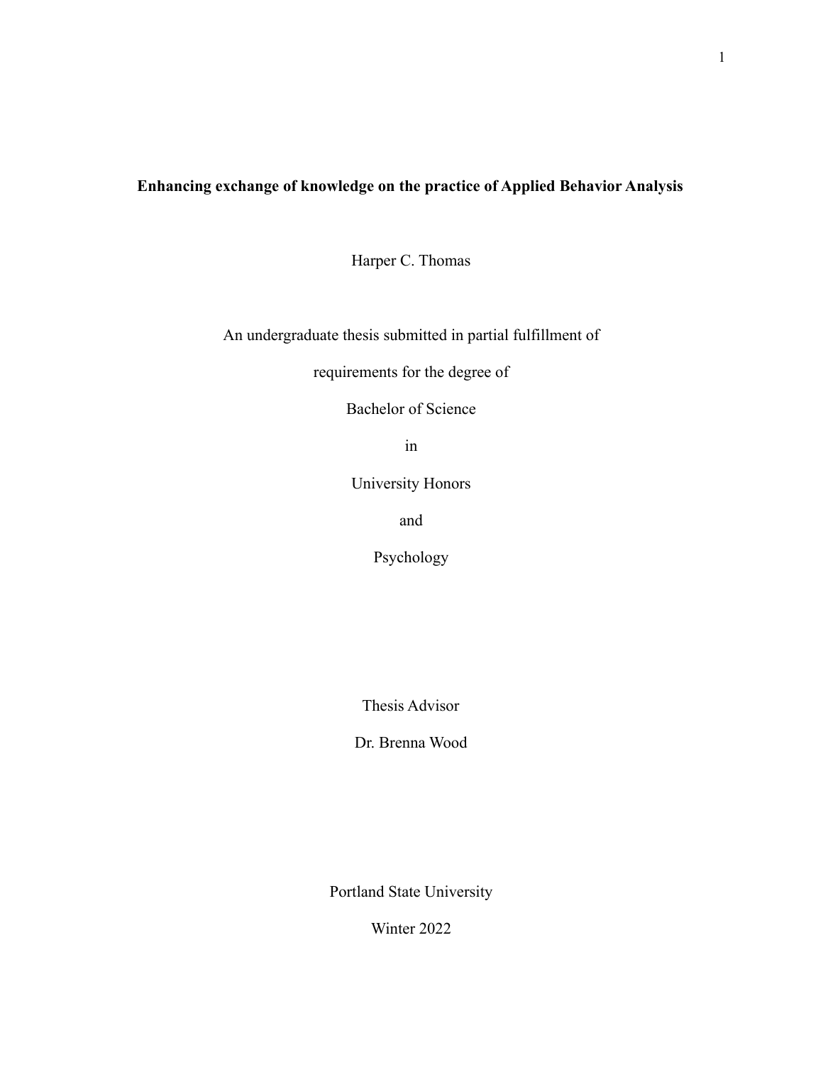**Enhancing exchange of knowledge on the practice of Applied Behavior Analysis**

Harper C. Thomas

An undergraduate thesis submitted in partial fulfillment of

requirements for the degree of

Bachelor of Science

in

University Honors

and

Psychology

Thesis Advisor

Dr. Brenna Wood

Portland State University

Winter 2022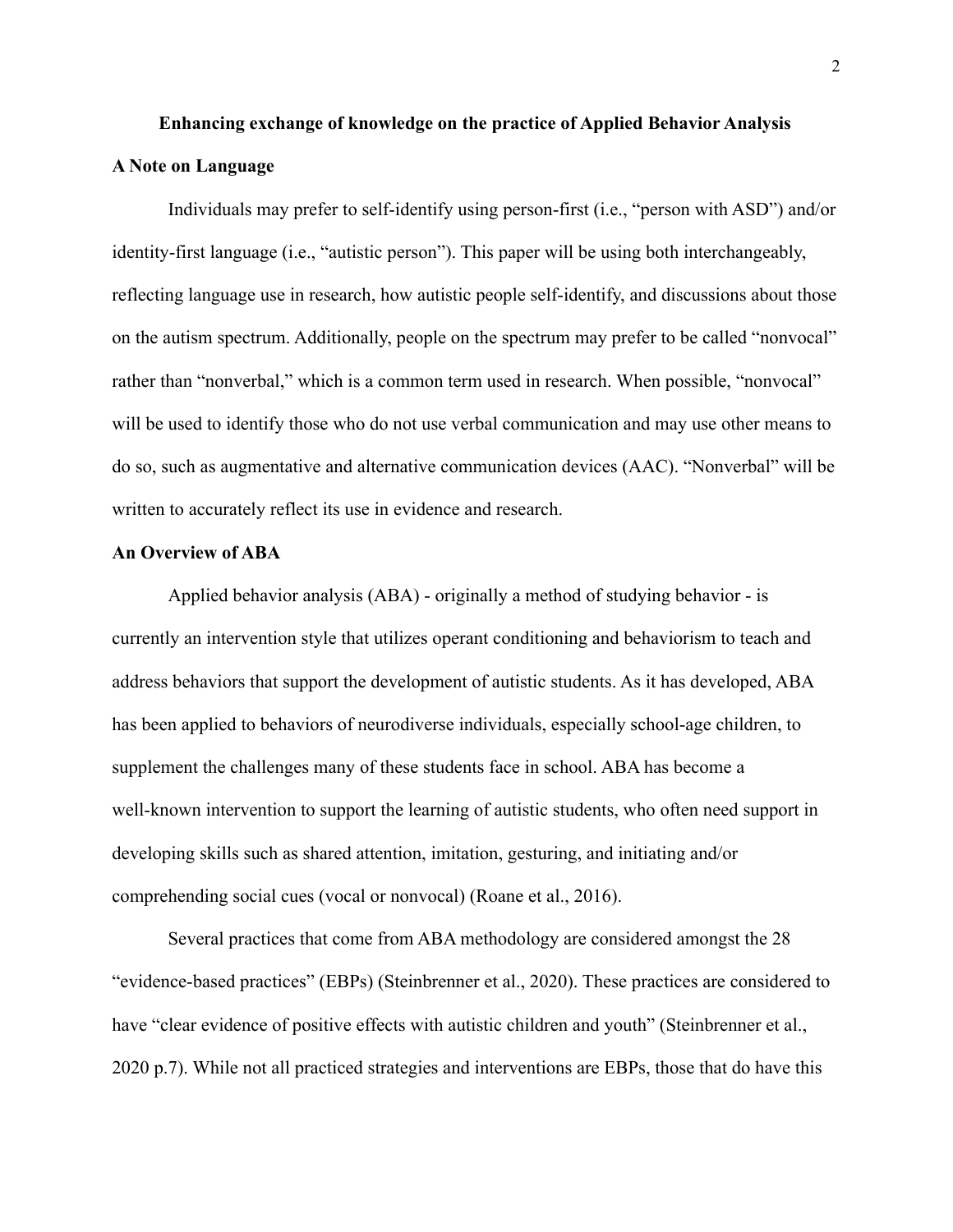## Enhancing exchange of knowledge on the practice of Applied Behavior Analysis

### A Note on Language

Individuals may prefer to self-identify using person-first (i.e., "person with ASD") and/or identity-first language (i.e., "autistic person"). This paper will be using both interchangeably, reflecting language use in research, how autistic people self-identify, and discussions about those on the autism spectrum. Additionally, people on the spectrum may prefer to be called "nonvocal" rather than "nonverbal," which is a common term used in research. When possible, "nonvocal" will be used to identify those who do not use verbal communication and may use other means to do so, such as augmentative and alternative communication devices (AAC). "Nonverbal" will be written to accurately reflect its use in evidence and research.

### An Overview of ABA

Applied behavior analysis (ABA) - originally a method of studying behavior - is currently an intervention style that utilizes operant conditioning and behaviorism to teach and address behaviors that support the development of autistic students. As it has developed, ABA has been applied to behaviors of neurodiverse individuals, especially school-age children, to supplement the challenges many of these students face in school. ABA has become a well-known intervention to support the learning of autistic students, who often need support in developing skills such as shared attention, imitation, gesturing, and initiating and/or comprehending social cues (vocal or nonvocal) (Roane et al., 2016).

Several practices that come from ABA methodology are considered amongst the 28 "evidence-based practices" (EBPs) (Steinbrenner et al., 2020). These practices are considered to have "clear evidence of positive effects with autistic children and youth" (Steinbrenner et al., 2020 p.7). While not all practiced strategies and interventions are EBPs, those that do have this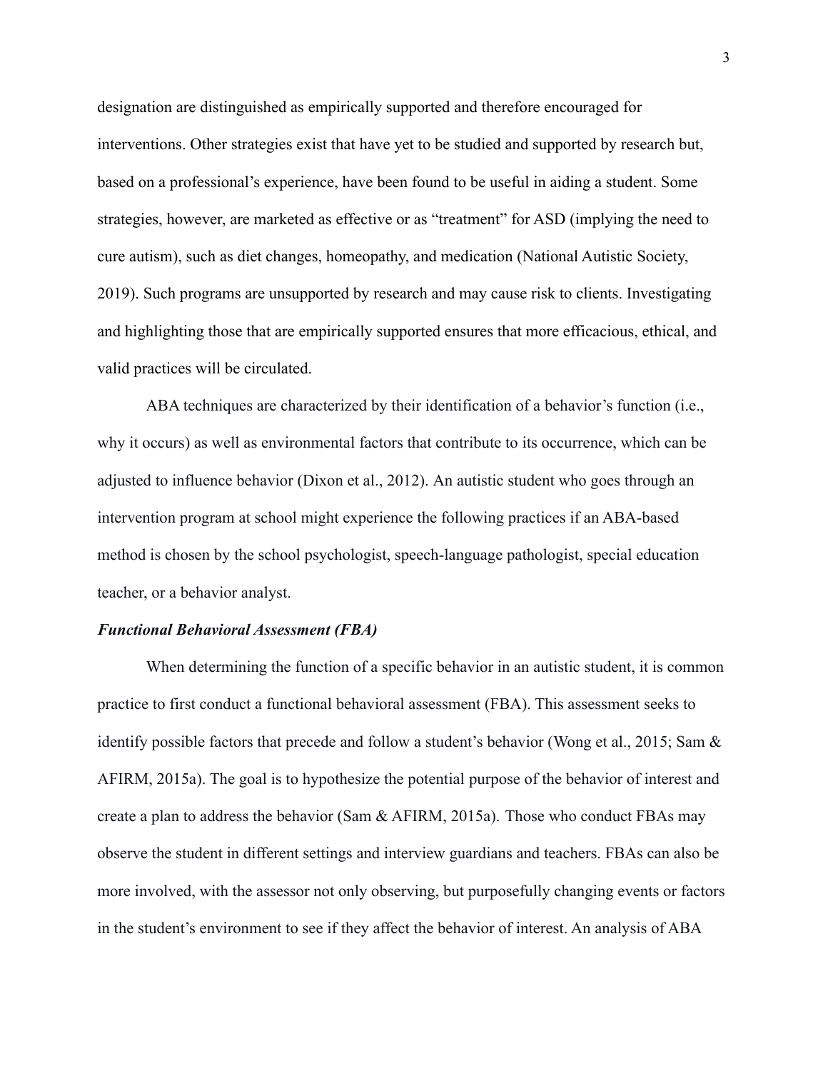designation are distinguished as empirically supported and therefore encouraged for interventions. Other strategies exist that have yet to be studied and supported by research but, based on a professional's experience, have been found to be useful in aiding a student. Some strategies, however, are marketed as effective or as "treatment" for ASD (implying the need to cure autism), such as diet changes, homeopathy, and medication (National Autistic Society, 2019). Such programs are unsupported by research and may cause risk to clients. Investigating and highlighting those that are empirically supported ensures that more efficacious, ethical, and valid practices will be circulated.

ABA techniques are characterized by their identification of a behavior's function (i.e., why it occurs) as well as environmental factors that contribute to its occurrence, which can be adjusted to influence behavior (Dixon et al., 2012). An autistic student who goes through an intervention program at school might experience the following practices if an ABA-based method is chosen by the school psychologist, speech-language pathologist, special education teacher, or a behavior analyst.

### ***Functional Behavioral Assessment (FBA)***

When determining the function of a specific behavior in an autistic student, it is common practice to first conduct a functional behavioral assessment (FBA). This assessment seeks to identify possible factors that precede and follow a student's behavior (Wong et al., 2015; Sam & AFIRM, 2015a). The goal is to hypothesize the potential purpose of the behavior of interest and create a plan to address the behavior (Sam & AFIRM, 2015a). Those who conduct FBAs may observe the student in different settings and interview guardians and teachers. FBAs can also be more involved, with the assessor not only observing, but purposefully changing events or factors in the student's environment to see if they affect the behavior of interest. An analysis of ABA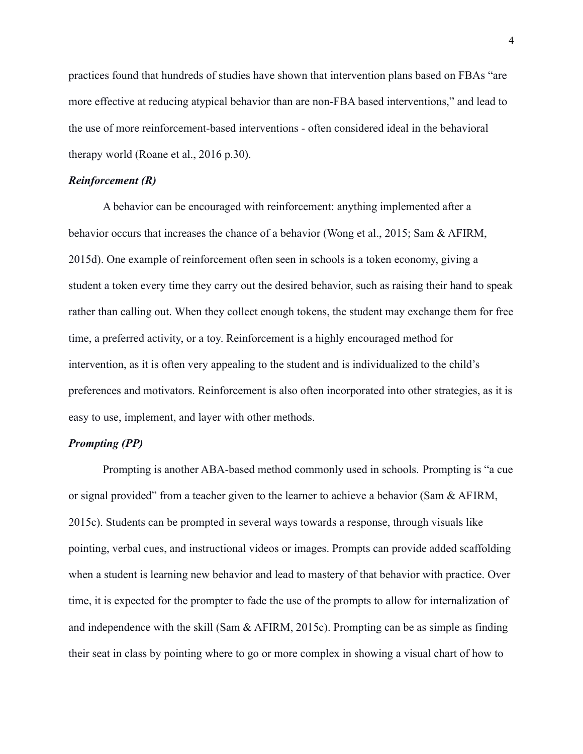practices found that hundreds of studies have shown that intervention plans based on FBAs "are more effective at reducing atypical behavior than are non-FBA based interventions," and lead to the use of more reinforcement-based interventions - often considered ideal in the behavioral therapy world (Roane et al., 2016 p.30).

### *Reinforcement (R)*

A behavior can be encouraged with reinforcement: anything implemented after a behavior occurs that increases the chance of a behavior (Wong et al., 2015; Sam & AFIRM, 2015d). One example of reinforcement often seen in schools is a token economy, giving a student a token every time they carry out the desired behavior, such as raising their hand to speak rather than calling out. When they collect enough tokens, the student may exchange them for free time, a preferred activity, or a toy. Reinforcement is a highly encouraged method for intervention, as it is often very appealing to the student and is individualized to the child's preferences and motivators. Reinforcement is also often incorporated into other strategies, as it is easy to use, implement, and layer with other methods.

### *Prompting (PP)*

Prompting is another ABA-based method commonly used in schools. Prompting is "a cue or signal provided" from a teacher given to the learner to achieve a behavior (Sam & AFIRM, 2015c). Students can be prompted in several ways towards a response, through visuals like pointing, verbal cues, and instructional videos or images. Prompts can provide added scaffolding when a student is learning new behavior and lead to mastery of that behavior with practice. Over time, it is expected for the prompter to fade the use of the prompts to allow for internalization of and independence with the skill (Sam & AFIRM, 2015c). Prompting can be as simple as finding their seat in class by pointing where to go or more complex in showing a visual chart of how to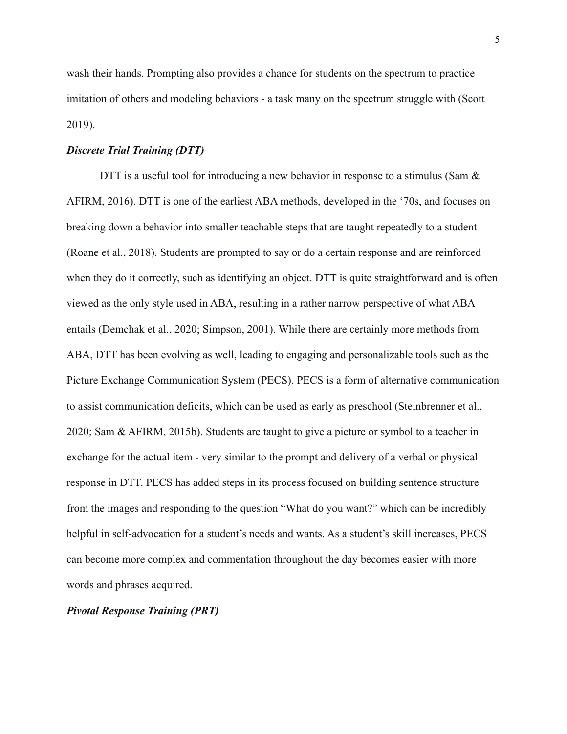wash their hands. Prompting also provides a chance for students on the spectrum to practice imitation of others and modeling behaviors - a task many on the spectrum struggle with (Scott 2019).

### *Discrete Trial Training (DTT)*

DTT is a useful tool for introducing a new behavior in response to a stimulus (Sam & AFIRM, 2016). DTT is one of the earliest ABA methods, developed in the '70s, and focuses on breaking down a behavior into smaller teachable steps that are taught repeatedly to a student (Roane et al., 2018). Students are prompted to say or do a certain response and are reinforced when they do it correctly, such as identifying an object. DTT is quite straightforward and is often viewed as the only style used in ABA, resulting in a rather narrow perspective of what ABA entails (Demchak et al., 2020; Simpson, 2001). While there are certainly more methods from ABA, DTT has been evolving as well, leading to engaging and personalizable tools such as the Picture Exchange Communication System (PECS). PECS is a form of alternative communication to assist communication deficits, which can be used as early as preschool (Steinbrenner et al., 2020; Sam & AFIRM, 2015b). Students are taught to give a picture or symbol to a teacher in exchange for the actual item - very similar to the prompt and delivery of a verbal or physical response in DTT. PECS has added steps in its process focused on building sentence structure from the images and responding to the question "What do you want?" which can be incredibly helpful in self-advocation for a student's needs and wants. As a student's skill increases, PECS can become more complex and commentation throughout the day becomes easier with more words and phrases acquired.

### *Pivotal Response Training (PRT)*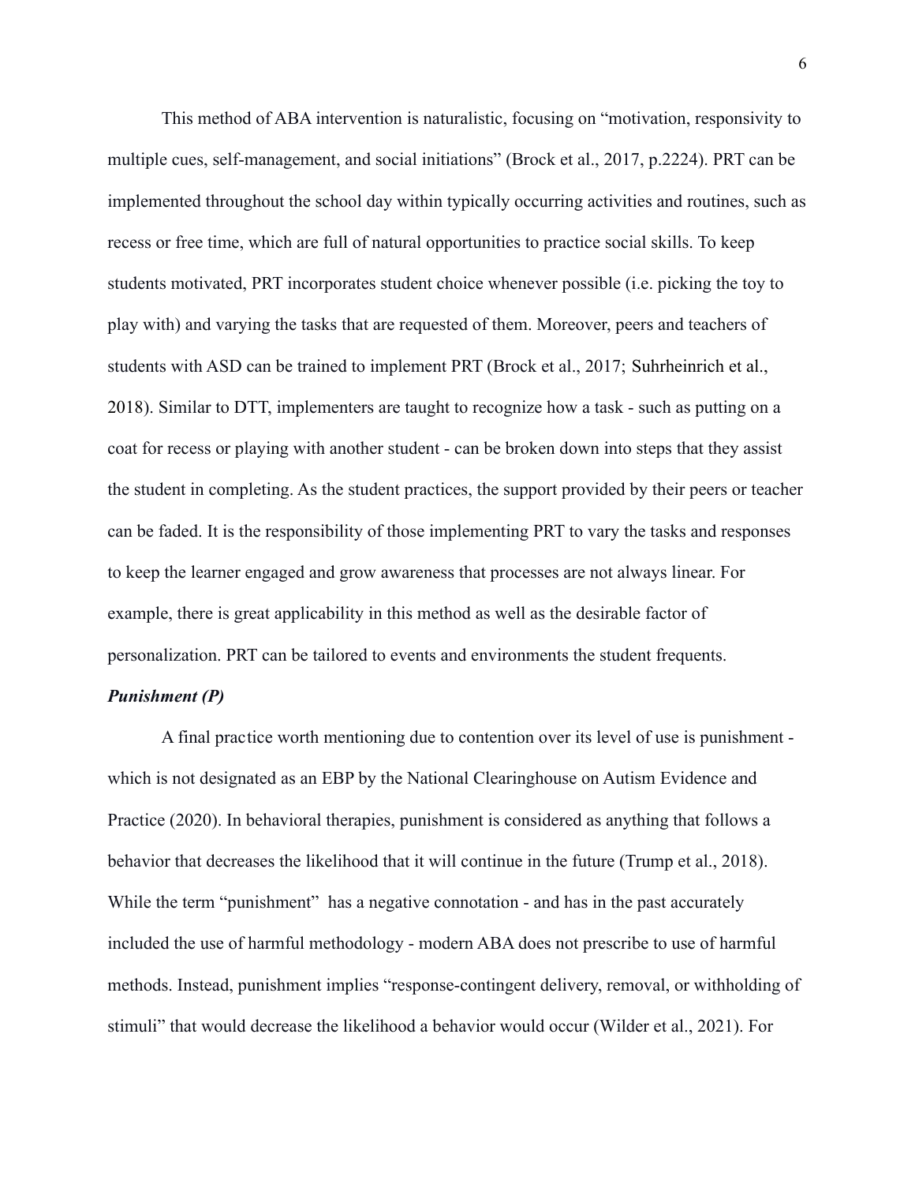This method of ABA intervention is naturalistic, focusing on "motivation, responsivity to multiple cues, self-management, and social initiations" (Brock et al., 2017, p.2224). PRT can be implemented throughout the school day within typically occurring activities and routines, such as recess or free time, which are full of natural opportunities to practice social skills. To keep students motivated, PRT incorporates student choice whenever possible (i.e. picking the toy to play with) and varying the tasks that are requested of them. Moreover, peers and teachers of students with ASD can be trained to implement PRT (Brock et al., 2017; Suhrheinrich et al., 2018). Similar to DTT, implementers are taught to recognize how a task - such as putting on a coat for recess or playing with another student - can be broken down into steps that they assist the student in completing. As the student practices, the support provided by their peers or teacher can be faded. It is the responsibility of those implementing PRT to vary the tasks and responses to keep the learner engaged and grow awareness that processes are not always linear. For example, there is great applicability in this method as well as the desirable factor of personalization. PRT can be tailored to events and environments the student frequents.

***Punishment (P)***

A final practice worth mentioning due to contention over its level of use is punishment - which is not designated as an EBP by the National Clearinghouse on Autism Evidence and Practice (2020). In behavioral therapies, punishment is considered as anything that follows a behavior that decreases the likelihood that it will continue in the future (Trump et al., 2018). While the term "punishment" has a negative connotation - and has in the past accurately included the use of harmful methodology - modern ABA does not prescribe to use of harmful methods. Instead, punishment implies "response-contingent delivery, removal, or withholding of stimuli" that would decrease the likelihood a behavior would occur (Wilder et al., 2021). For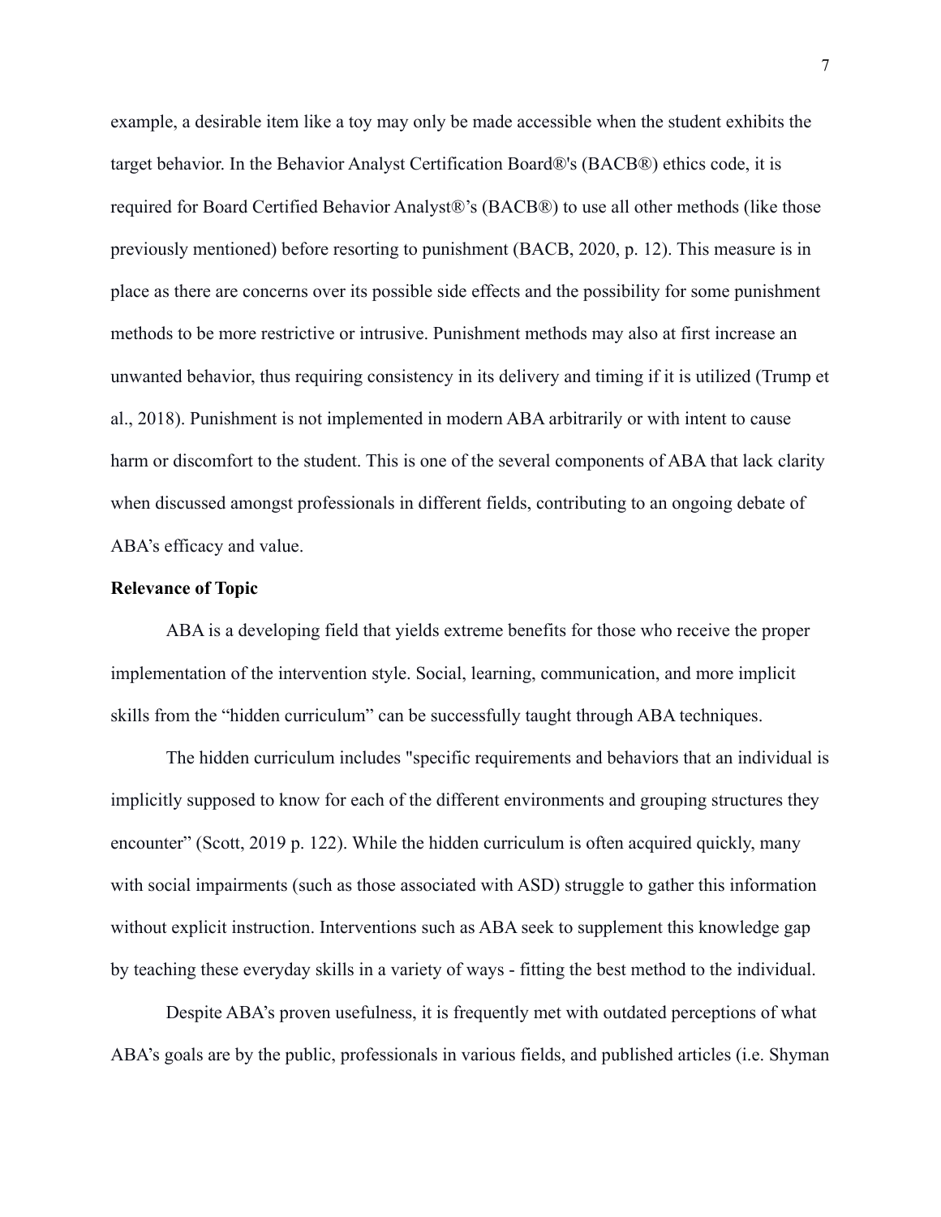example, a desirable item like a toy may only be made accessible when the student exhibits the target behavior. In the Behavior Analyst Certification Board®'s (BACB®) ethics code, it is required for Board Certified Behavior Analyst®'s (BACB®) to use all other methods (like those previously mentioned) before resorting to punishment (BACB, 2020, p. 12). This measure is in place as there are concerns over its possible side effects and the possibility for some punishment methods to be more restrictive or intrusive. Punishment methods may also at first increase an unwanted behavior, thus requiring consistency in its delivery and timing if it is utilized (Trump et al., 2018). Punishment is not implemented in modern ABA arbitrarily or with intent to cause harm or discomfort to the student. This is one of the several components of ABA that lack clarity when discussed amongst professionals in different fields, contributing to an ongoing debate of ABA's efficacy and value.

**Relevance of Topic**

ABA is a developing field that yields extreme benefits for those who receive the proper implementation of the intervention style. Social, learning, communication, and more implicit skills from the "hidden curriculum" can be successfully taught through ABA techniques.

The hidden curriculum includes "specific requirements and behaviors that an individual is implicitly supposed to know for each of the different environments and grouping structures they encounter" (Scott, 2019 p. 122). While the hidden curriculum is often acquired quickly, many with social impairments (such as those associated with ASD) struggle to gather this information without explicit instruction. Interventions such as ABA seek to supplement this knowledge gap by teaching these everyday skills in a variety of ways - fitting the best method to the individual.

Despite ABA's proven usefulness, it is frequently met with outdated perceptions of what ABA's goals are by the public, professionals in various fields, and published articles (i.e. Shyman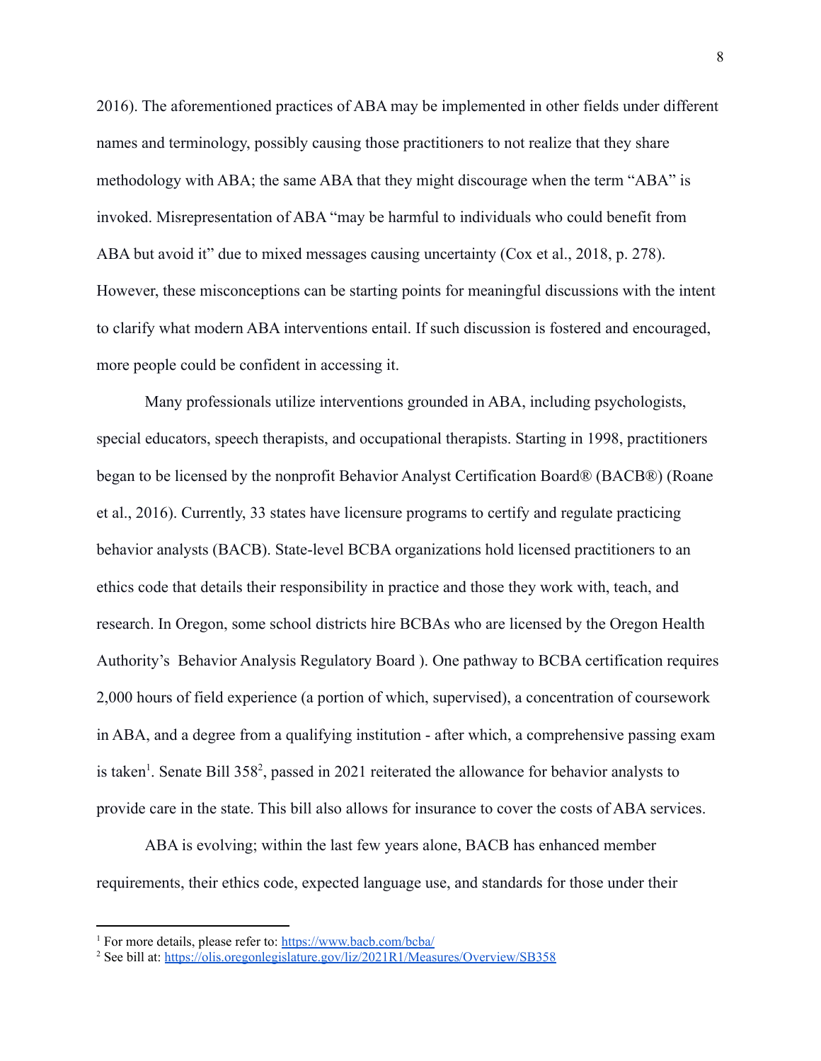2016). The aforementioned practices of ABA may be implemented in other fields under different names and terminology, possibly causing those practitioners to not realize that they share methodology with ABA; the same ABA that they might discourage when the term "ABA" is invoked. Misrepresentation of ABA "may be harmful to individuals who could benefit from ABA but avoid it" due to mixed messages causing uncertainty (Cox et al., 2018, p. 278). However, these misconceptions can be starting points for meaningful discussions with the intent to clarify what modern ABA interventions entail. If such discussion is fostered and encouraged, more people could be confident in accessing it.

Many professionals utilize interventions grounded in ABA, including psychologists, special educators, speech therapists, and occupational therapists. Starting in 1998, practitioners began to be licensed by the nonprofit Behavior Analyst Certification Board® (BACB®) (Roane et al., 2016). Currently, 33 states have licensure programs to certify and regulate practicing behavior analysts (BACB). State-level BCBA organizations hold licensed practitioners to an ethics code that details their responsibility in practice and those they work with, teach, and research. In Oregon, some school districts hire BCBAs who are licensed by the Oregon Health Authority's Behavior Analysis Regulatory Board ). One pathway to BCBA certification requires 2,000 hours of field experience (a portion of which, supervised), a concentration of coursework in ABA, and a degree from a qualifying institution - after which, a comprehensive passing exam is taken[1]. Senate Bill 358[2], passed in 2021 reiterated the allowance for behavior analysts to provide care in the state. This bill also allows for insurance to cover the costs of ABA services.

ABA is evolving; within the last few years alone, BACB has enhanced member requirements, their ethics code, expected language use, and standards for those under their

---

[1] For more details, please refer to: https://www.bacb.com/bcba/

[2] See bill at: https://olis.oregonlegislature.gov/liz/2021R1/Measures/Overview/SB358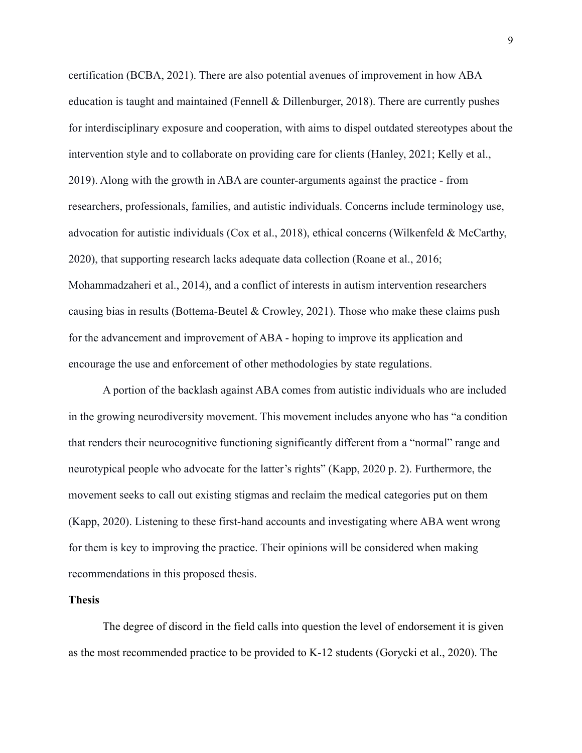certification (BCBA, 2021). There are also potential avenues of improvement in how ABA education is taught and maintained (Fennell & Dillenburger, 2018). There are currently pushes for interdisciplinary exposure and cooperation, with aims to dispel outdated stereotypes about the intervention style and to collaborate on providing care for clients (Hanley, 2021; Kelly et al., 2019). Along with the growth in ABA are counter-arguments against the practice - from researchers, professionals, families, and autistic individuals. Concerns include terminology use, advocation for autistic individuals (Cox et al., 2018), ethical concerns (Wilkenfeld & McCarthy, 2020), that supporting research lacks adequate data collection (Roane et al., 2016; Mohammadzaheri et al., 2014), and a conflict of interests in autism intervention researchers causing bias in results (Bottema-Beutel & Crowley, 2021). Those who make these claims push for the advancement and improvement of ABA - hoping to improve its application and encourage the use and enforcement of other methodologies by state regulations.

A portion of the backlash against ABA comes from autistic individuals who are included in the growing neurodiversity movement. This movement includes anyone who has "a condition that renders their neurocognitive functioning significantly different from a "normal" range and neurotypical people who advocate for the latter's rights" (Kapp, 2020 p. 2). Furthermore, the movement seeks to call out existing stigmas and reclaim the medical categories put on them (Kapp, 2020). Listening to these first-hand accounts and investigating where ABA went wrong for them is key to improving the practice. Their opinions will be considered when making recommendations in this proposed thesis.

**Thesis**

The degree of discord in the field calls into question the level of endorsement it is given as the most recommended practice to be provided to K-12 students (Gorycki et al., 2020). The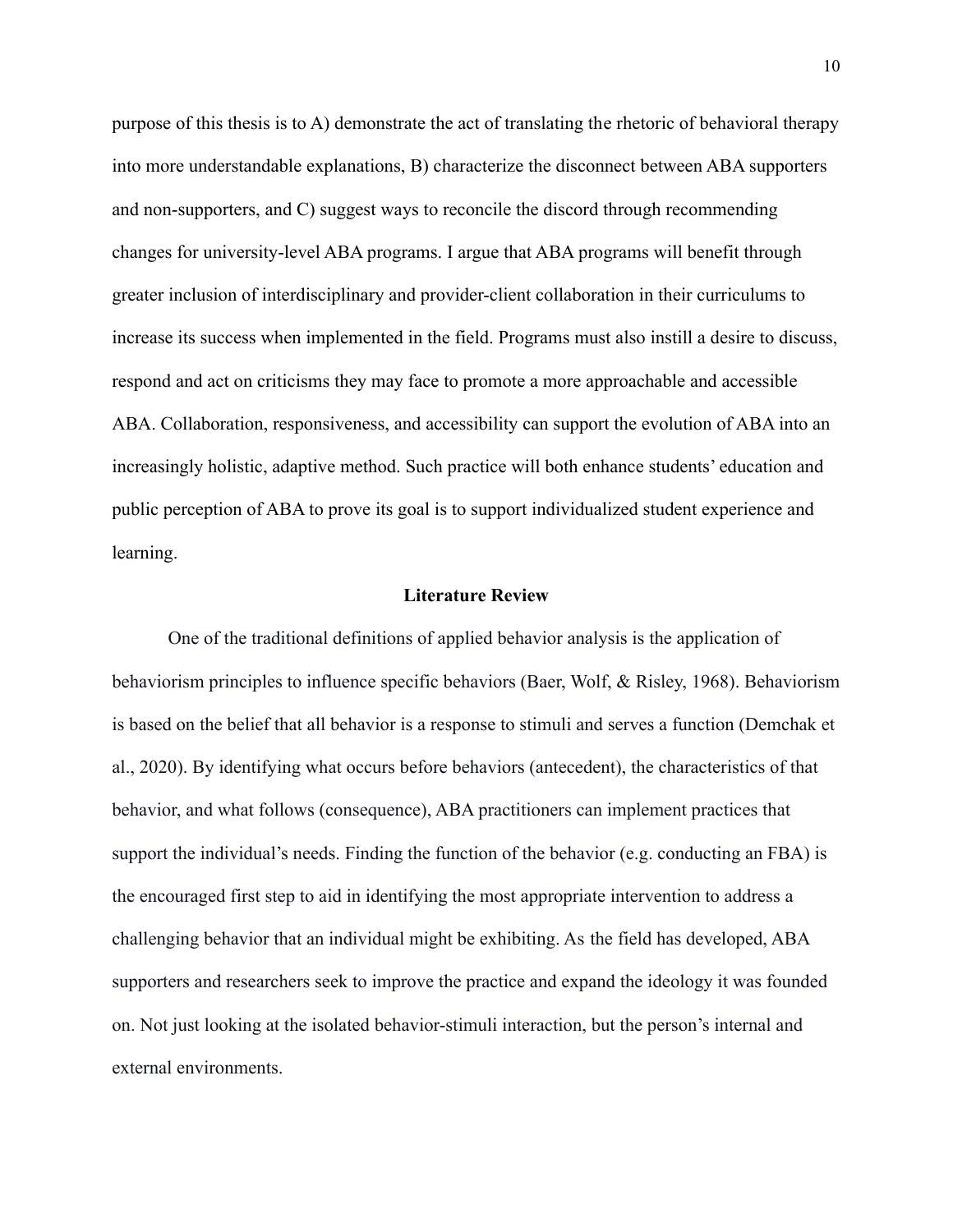purpose of this thesis is to A) demonstrate the act of translating the rhetoric of behavioral therapy into more understandable explanations, B) characterize the disconnect between ABA supporters and non-supporters, and C) suggest ways to reconcile the discord through recommending changes for university-level ABA programs. I argue that ABA programs will benefit through greater inclusion of interdisciplinary and provider-client collaboration in their curriculums to increase its success when implemented in the field. Programs must also instill a desire to discuss, respond and act on criticisms they may face to promote a more approachable and accessible ABA. Collaboration, responsiveness, and accessibility can support the evolution of ABA into an increasingly holistic, adaptive method. Such practice will both enhance students' education and public perception of ABA to prove its goal is to support individualized student experience and learning.

## Literature Review

One of the traditional definitions of applied behavior analysis is the application of behaviorism principles to influence specific behaviors (Baer, Wolf, & Risley, 1968). Behaviorism is based on the belief that all behavior is a response to stimuli and serves a function (Demchak et al., 2020). By identifying what occurs before behaviors (antecedent), the characteristics of that behavior, and what follows (consequence), ABA practitioners can implement practices that support the individual's needs. Finding the function of the behavior (e.g. conducting an FBA) is the encouraged first step to aid in identifying the most appropriate intervention to address a challenging behavior that an individual might be exhibiting. As the field has developed, ABA supporters and researchers seek to improve the practice and expand the ideology it was founded on. Not just looking at the isolated behavior-stimuli interaction, but the person's internal and external environments.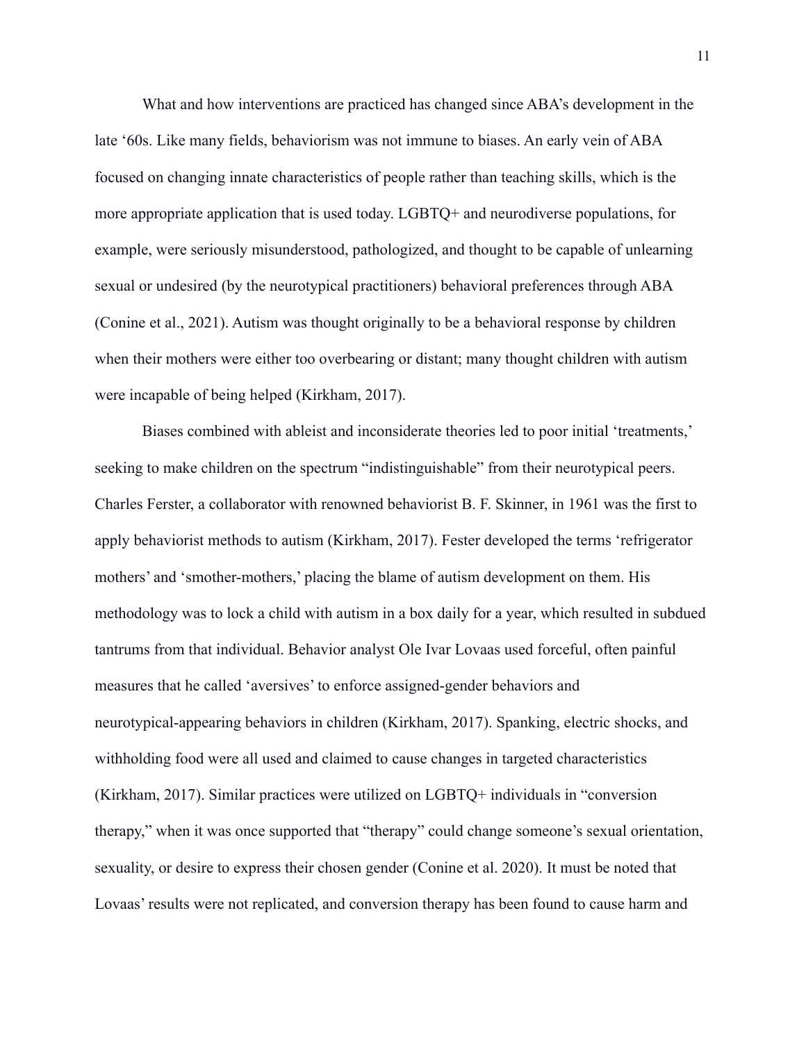What and how interventions are practiced has changed since ABA's development in the late '60s. Like many fields, behaviorism was not immune to biases. An early vein of ABA focused on changing innate characteristics of people rather than teaching skills, which is the more appropriate application that is used today. LGBTQ+ and neurodiverse populations, for example, were seriously misunderstood, pathologized, and thought to be capable of unlearning sexual or undesired (by the neurotypical practitioners) behavioral preferences through ABA (Conine et al., 2021). Autism was thought originally to be a behavioral response by children when their mothers were either too overbearing or distant; many thought children with autism were incapable of being helped (Kirkham, 2017).

Biases combined with ableist and inconsiderate theories led to poor initial 'treatments,' seeking to make children on the spectrum "indistinguishable" from their neurotypical peers. Charles Ferster, a collaborator with renowned behaviorist B. F. Skinner, in 1961 was the first to apply behaviorist methods to autism (Kirkham, 2017). Fester developed the terms 'refrigerator mothers' and 'smother-mothers,' placing the blame of autism development on them. His methodology was to lock a child with autism in a box daily for a year, which resulted in subdued tantrums from that individual. Behavior analyst Ole Ivar Lovaas used forceful, often painful measures that he called 'aversives' to enforce assigned-gender behaviors and neurotypical-appearing behaviors in children (Kirkham, 2017). Spanking, electric shocks, and withholding food were all used and claimed to cause changes in targeted characteristics (Kirkham, 2017). Similar practices were utilized on LGBTQ+ individuals in "conversion therapy," when it was once supported that "therapy" could change someone's sexual orientation, sexuality, or desire to express their chosen gender (Conine et al. 2020). It must be noted that Lovaas' results were not replicated, and conversion therapy has been found to cause harm and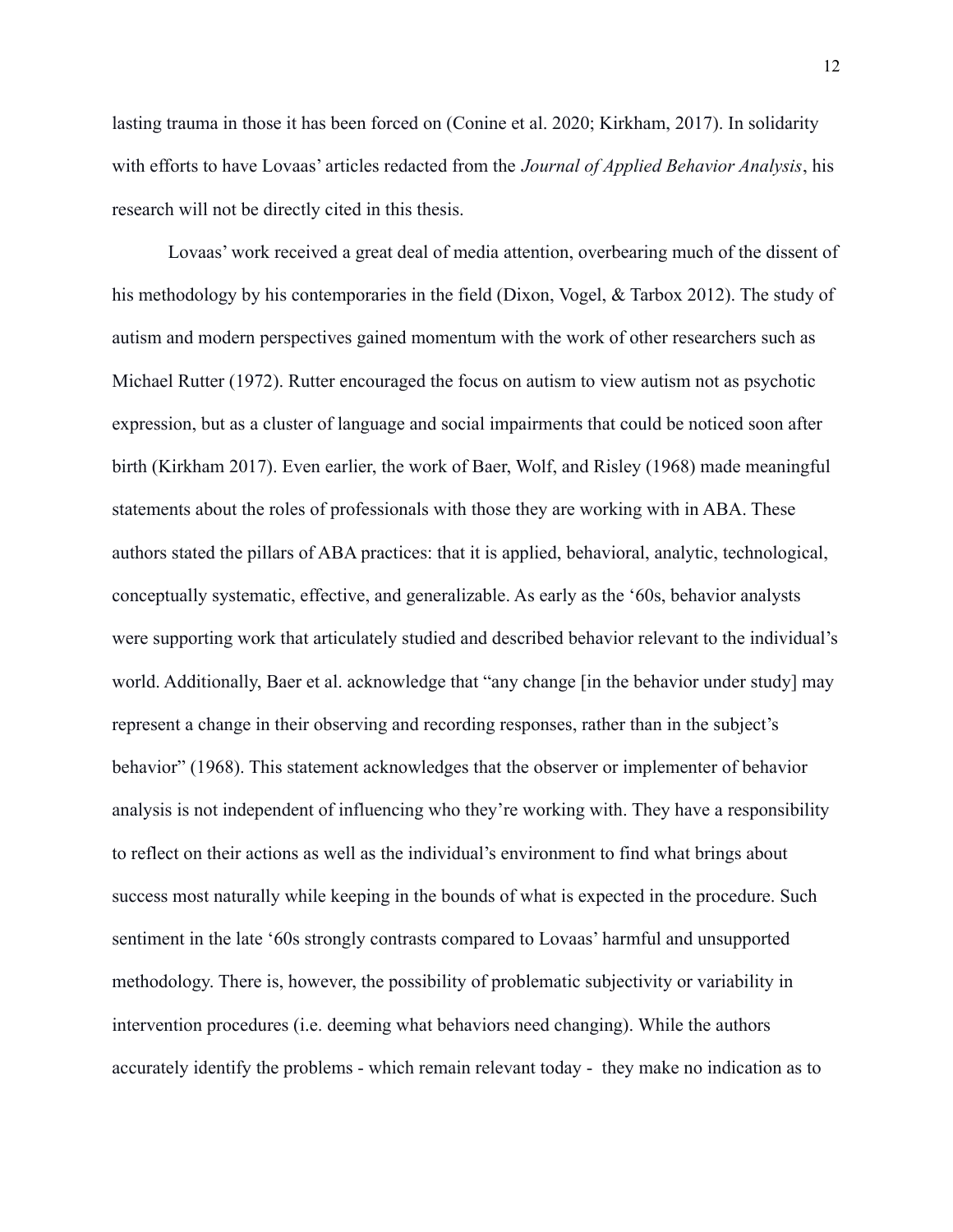lasting trauma in those it has been forced on (Conine et al. 2020; Kirkham, 2017). In solidarity with efforts to have Lovaas' articles redacted from the *Journal of Applied Behavior Analysis*, his research will not be directly cited in this thesis.

Lovaas' work received a great deal of media attention, overbearing much of the dissent of his methodology by his contemporaries in the field (Dixon, Vogel, & Tarbox 2012). The study of autism and modern perspectives gained momentum with the work of other researchers such as Michael Rutter (1972). Rutter encouraged the focus on autism to view autism not as psychotic expression, but as a cluster of language and social impairments that could be noticed soon after birth (Kirkham 2017). Even earlier, the work of Baer, Wolf, and Risley (1968) made meaningful statements about the roles of professionals with those they are working with in ABA. These authors stated the pillars of ABA practices: that it is applied, behavioral, analytic, technological, conceptually systematic, effective, and generalizable. As early as the '60s, behavior analysts were supporting work that articulately studied and described behavior relevant to the individual's world. Additionally, Baer et al. acknowledge that "any change [in the behavior under study] may represent a change in their observing and recording responses, rather than in the subject's behavior" (1968). This statement acknowledges that the observer or implementer of behavior analysis is not independent of influencing who they're working with. They have a responsibility to reflect on their actions as well as the individual's environment to find what brings about success most naturally while keeping in the bounds of what is expected in the procedure. Such sentiment in the late '60s strongly contrasts compared to Lovaas' harmful and unsupported methodology. There is, however, the possibility of problematic subjectivity or variability in intervention procedures (i.e. deeming what behaviors need changing). While the authors accurately identify the problems - which remain relevant today - they make no indication as to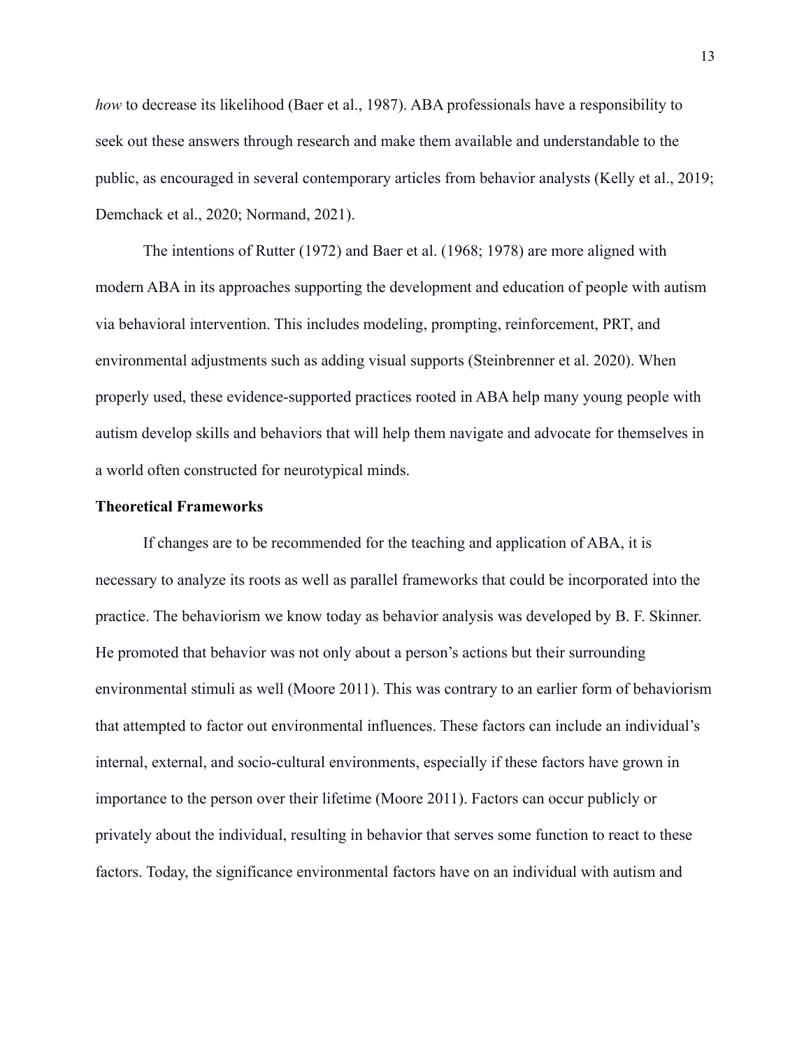*how* to decrease its likelihood (Baer et al., 1987). ABA professionals have a responsibility to seek out these answers through research and make them available and understandable to the public, as encouraged in several contemporary articles from behavior analysts (Kelly et al., 2019; Demchack et al., 2020; Normand, 2021).

The intentions of Rutter (1972) and Baer et al. (1968; 1978) are more aligned with modern ABA in its approaches supporting the development and education of people with autism via behavioral intervention. This includes modeling, prompting, reinforcement, PRT, and environmental adjustments such as adding visual supports (Steinbrenner et al. 2020). When properly used, these evidence-supported practices rooted in ABA help many young people with autism develop skills and behaviors that will help them navigate and advocate for themselves in a world often constructed for neurotypical minds.

**Theoretical Frameworks**

If changes are to be recommended for the teaching and application of ABA, it is necessary to analyze its roots as well as parallel frameworks that could be incorporated into the practice. The behaviorism we know today as behavior analysis was developed by B. F. Skinner. He promoted that behavior was not only about a person's actions but their surrounding environmental stimuli as well (Moore 2011). This was contrary to an earlier form of behaviorism that attempted to factor out environmental influences. These factors can include an individual's internal, external, and socio-cultural environments, especially if these factors have grown in importance to the person over their lifetime (Moore 2011). Factors can occur publicly or privately about the individual, resulting in behavior that serves some function to react to these factors. Today, the significance environmental factors have on an individual with autism and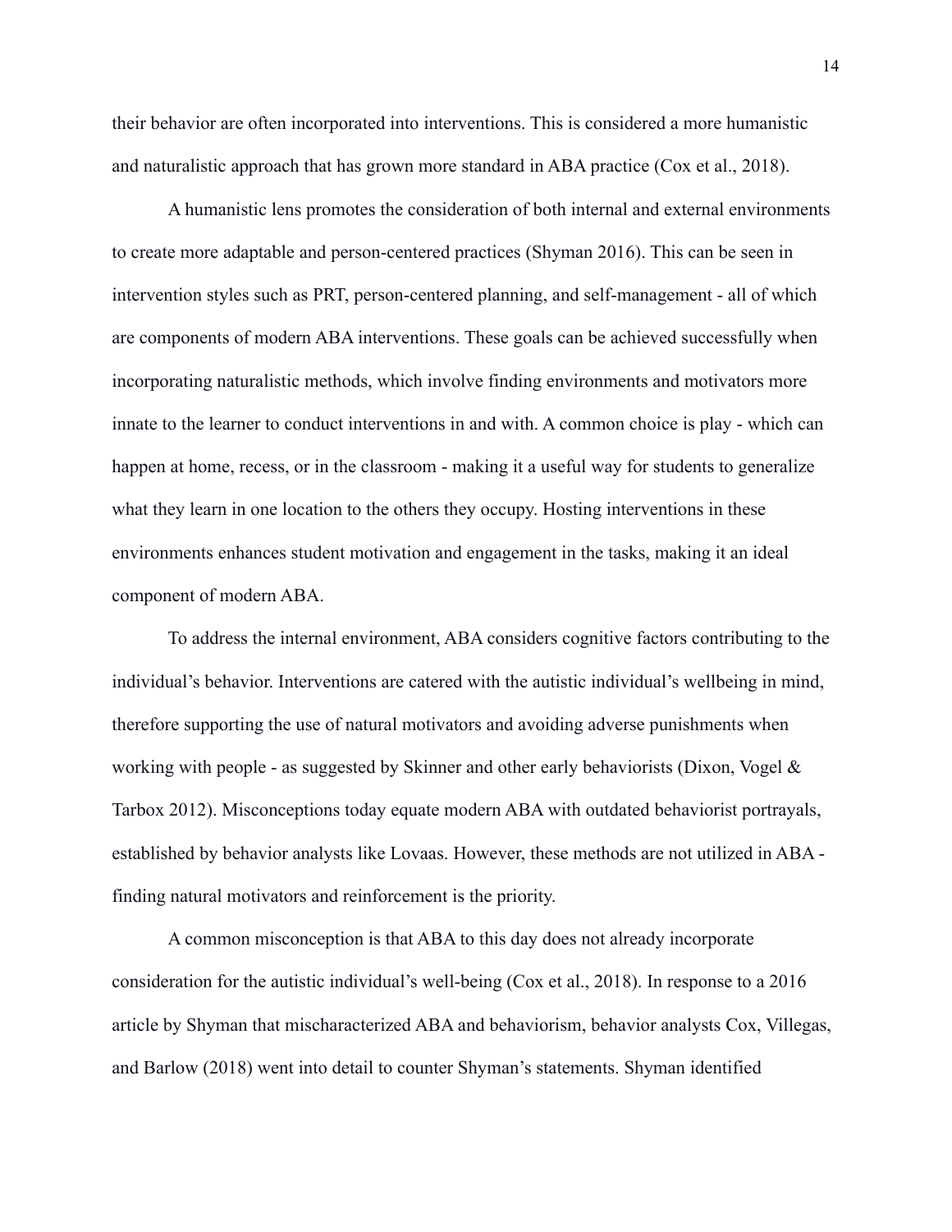their behavior are often incorporated into interventions. This is considered a more humanistic and naturalistic approach that has grown more standard in ABA practice (Cox et al., 2018).

A humanistic lens promotes the consideration of both internal and external environments to create more adaptable and person-centered practices (Shyman 2016). This can be seen in intervention styles such as PRT, person-centered planning, and self-management - all of which are components of modern ABA interventions. These goals can be achieved successfully when incorporating naturalistic methods, which involve finding environments and motivators more innate to the learner to conduct interventions in and with. A common choice is play - which can happen at home, recess, or in the classroom - making it a useful way for students to generalize what they learn in one location to the others they occupy. Hosting interventions in these environments enhances student motivation and engagement in the tasks, making it an ideal component of modern ABA.

To address the internal environment, ABA considers cognitive factors contributing to the individual's behavior. Interventions are catered with the autistic individual's wellbeing in mind, therefore supporting the use of natural motivators and avoiding adverse punishments when working with people - as suggested by Skinner and other early behaviorists (Dixon, Vogel & Tarbox 2012). Misconceptions today equate modern ABA with outdated behaviorist portrayals, established by behavior analysts like Lovaas. However, these methods are not utilized in ABA - finding natural motivators and reinforcement is the priority.

A common misconception is that ABA to this day does not already incorporate consideration for the autistic individual's well-being (Cox et al., 2018). In response to a 2016 article by Shyman that mischaracterized ABA and behaviorism, behavior analysts Cox, Villegas, and Barlow (2018) went into detail to counter Shyman's statements. Shyman identified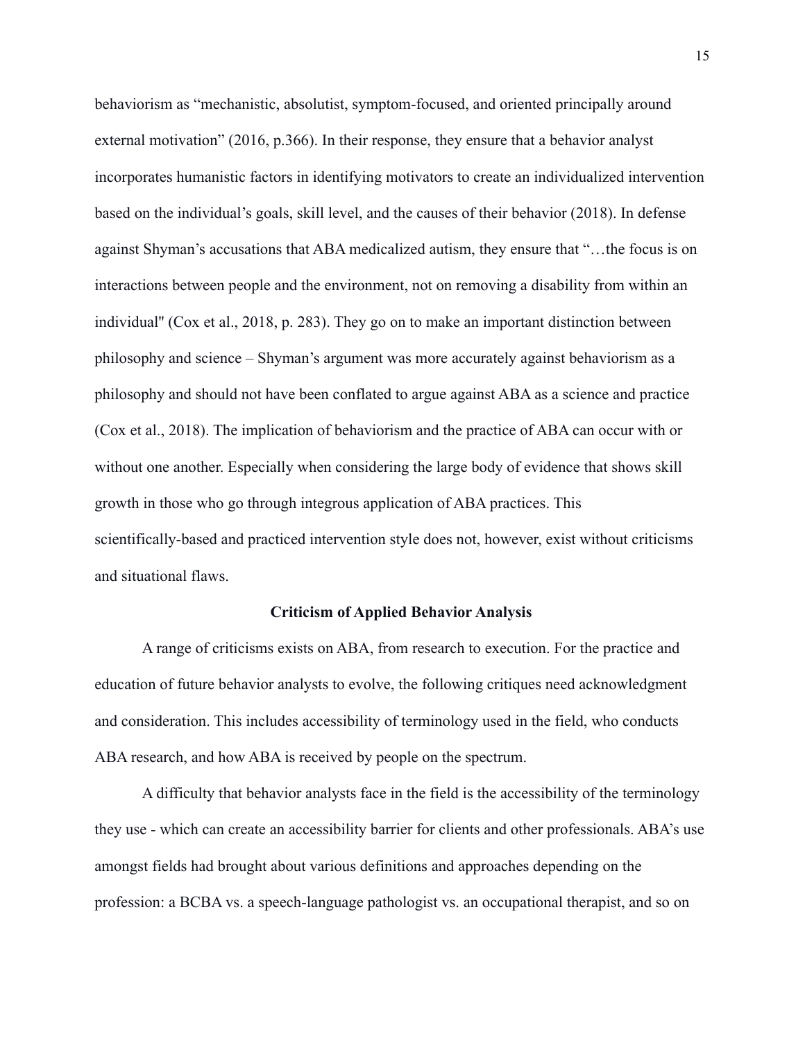behaviorism as "mechanistic, absolutist, symptom-focused, and oriented principally around external motivation" (2016, p.366). In their response, they ensure that a behavior analyst incorporates humanistic factors in identifying motivators to create an individualized intervention based on the individual's goals, skill level, and the causes of their behavior (2018). In defense against Shyman's accusations that ABA medicalized autism, they ensure that "…the focus is on interactions between people and the environment, not on removing a disability from within an individual" (Cox et al., 2018, p. 283). They go on to make an important distinction between philosophy and science – Shyman's argument was more accurately against behaviorism as a philosophy and should not have been conflated to argue against ABA as a science and practice (Cox et al., 2018). The implication of behaviorism and the practice of ABA can occur with or without one another. Especially when considering the large body of evidence that shows skill growth in those who go through integrous application of ABA practices. This scientifically-based and practiced intervention style does not, however, exist without criticisms and situational flaws.

## Criticism of Applied Behavior Analysis

A range of criticisms exists on ABA, from research to execution. For the practice and education of future behavior analysts to evolve, the following critiques need acknowledgment and consideration. This includes accessibility of terminology used in the field, who conducts ABA research, and how ABA is received by people on the spectrum.

A difficulty that behavior analysts face in the field is the accessibility of the terminology they use - which can create an accessibility barrier for clients and other professionals. ABA's use amongst fields had brought about various definitions and approaches depending on the profession: a BCBA vs. a speech-language pathologist vs. an occupational therapist, and so on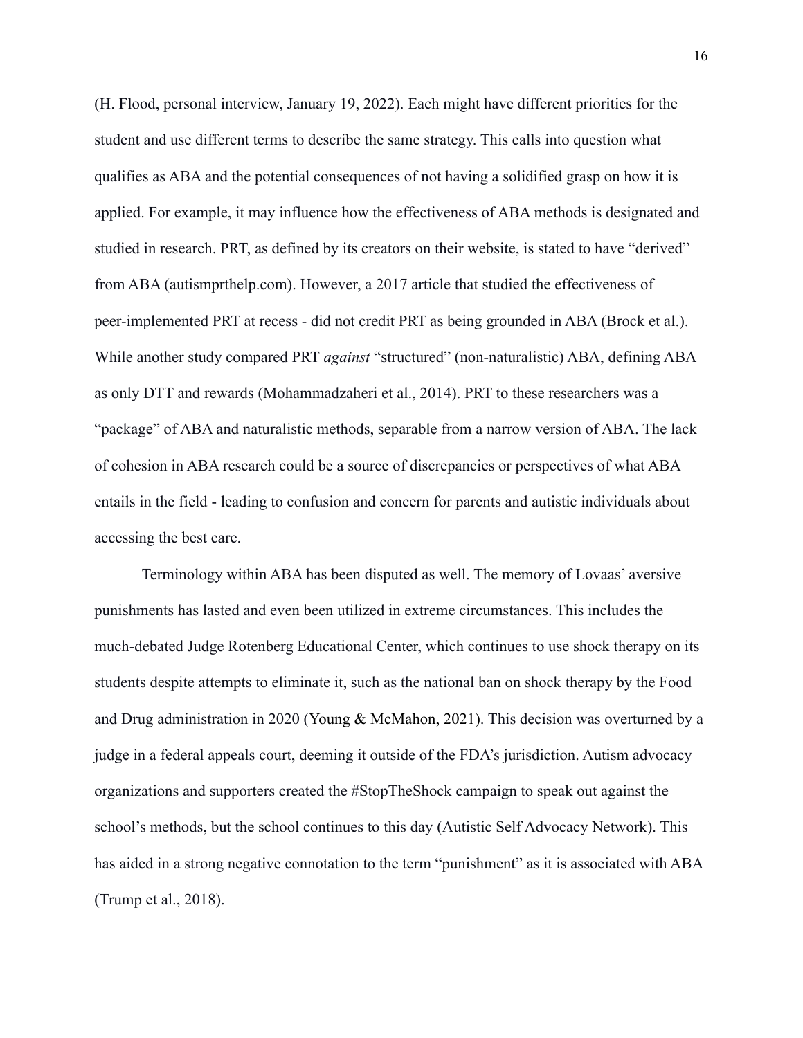(H. Flood, personal interview, January 19, 2022). Each might have different priorities for the student and use different terms to describe the same strategy. This calls into question what qualifies as ABA and the potential consequences of not having a solidified grasp on how it is applied. For example, it may influence how the effectiveness of ABA methods is designated and studied in research. PRT, as defined by its creators on their website, is stated to have "derived" from ABA (autismprthelp.com). However, a 2017 article that studied the effectiveness of peer-implemented PRT at recess - did not credit PRT as being grounded in ABA (Brock et al.). While another study compared PRT *against* "structured" (non-naturalistic) ABA, defining ABA as only DTT and rewards (Mohammadzaheri et al., 2014). PRT to these researchers was a "package" of ABA and naturalistic methods, separable from a narrow version of ABA. The lack of cohesion in ABA research could be a source of discrepancies or perspectives of what ABA entails in the field - leading to confusion and concern for parents and autistic individuals about accessing the best care.

Terminology within ABA has been disputed as well. The memory of Lovaas' aversive punishments has lasted and even been utilized in extreme circumstances. This includes the much-debated Judge Rotenberg Educational Center, which continues to use shock therapy on its students despite attempts to eliminate it, such as the national ban on shock therapy by the Food and Drug administration in 2020 (Young & McMahon, 2021). This decision was overturned by a judge in a federal appeals court, deeming it outside of the FDA's jurisdiction. Autism advocacy organizations and supporters created the #StopTheShock campaign to speak out against the school's methods, but the school continues to this day (Autistic Self Advocacy Network). This has aided in a strong negative connotation to the term "punishment" as it is associated with ABA (Trump et al., 2018).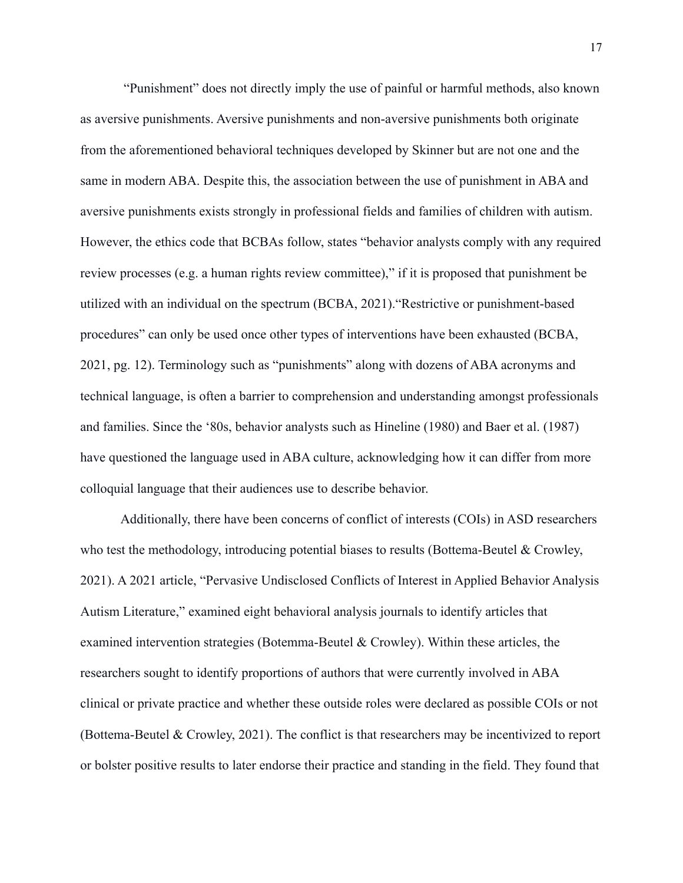"Punishment" does not directly imply the use of painful or harmful methods, also known as aversive punishments. Aversive punishments and non-aversive punishments both originate from the aforementioned behavioral techniques developed by Skinner but are not one and the same in modern ABA. Despite this, the association between the use of punishment in ABA and aversive punishments exists strongly in professional fields and families of children with autism. However, the ethics code that BCBAs follow, states "behavior analysts comply with any required review processes (e.g. a human rights review committee)," if it is proposed that punishment be utilized with an individual on the spectrum (BCBA, 2021)."Restrictive or punishment-based procedures" can only be used once other types of interventions have been exhausted (BCBA, 2021, pg. 12). Terminology such as "punishments" along with dozens of ABA acronyms and technical language, is often a barrier to comprehension and understanding amongst professionals and families. Since the '80s, behavior analysts such as Hineline (1980) and Baer et al. (1987) have questioned the language used in ABA culture, acknowledging how it can differ from more colloquial language that their audiences use to describe behavior.

Additionally, there have been concerns of conflict of interests (COIs) in ASD researchers who test the methodology, introducing potential biases to results (Bottema-Beutel & Crowley, 2021). A 2021 article, "Pervasive Undisclosed Conflicts of Interest in Applied Behavior Analysis Autism Literature," examined eight behavioral analysis journals to identify articles that examined intervention strategies (Botemma-Beutel & Crowley). Within these articles, the researchers sought to identify proportions of authors that were currently involved in ABA clinical or private practice and whether these outside roles were declared as possible COIs or not (Bottema-Beutel & Crowley, 2021). The conflict is that researchers may be incentivized to report or bolster positive results to later endorse their practice and standing in the field. They found that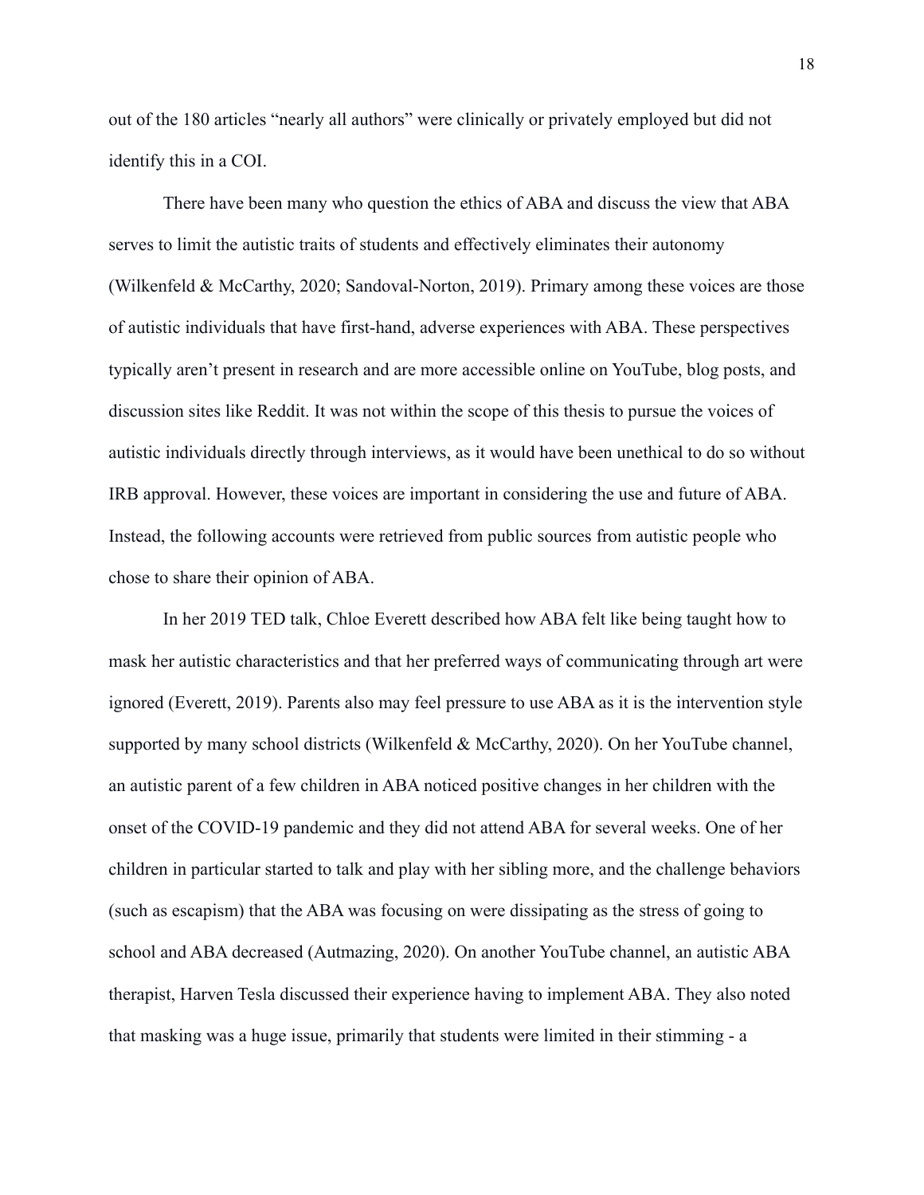out of the 180 articles "nearly all authors" were clinically or privately employed but did not identify this in a COI.

There have been many who question the ethics of ABA and discuss the view that ABA serves to limit the autistic traits of students and effectively eliminates their autonomy (Wilkenfeld & McCarthy, 2020; Sandoval-Norton, 2019). Primary among these voices are those of autistic individuals that have first-hand, adverse experiences with ABA. These perspectives typically aren't present in research and are more accessible online on YouTube, blog posts, and discussion sites like Reddit. It was not within the scope of this thesis to pursue the voices of autistic individuals directly through interviews, as it would have been unethical to do so without IRB approval. However, these voices are important in considering the use and future of ABA. Instead, the following accounts were retrieved from public sources from autistic people who chose to share their opinion of ABA.

In her 2019 TED talk, Chloe Everett described how ABA felt like being taught how to mask her autistic characteristics and that her preferred ways of communicating through art were ignored (Everett, 2019). Parents also may feel pressure to use ABA as it is the intervention style supported by many school districts (Wilkenfeld & McCarthy, 2020). On her YouTube channel, an autistic parent of a few children in ABA noticed positive changes in her children with the onset of the COVID-19 pandemic and they did not attend ABA for several weeks. One of her children in particular started to talk and play with her sibling more, and the challenge behaviors (such as escapism) that the ABA was focusing on were dissipating as the stress of going to school and ABA decreased (Autmazing, 2020). On another YouTube channel, an autistic ABA therapist, Harven Tesla discussed their experience having to implement ABA. They also noted that masking was a huge issue, primarily that students were limited in their stimming - a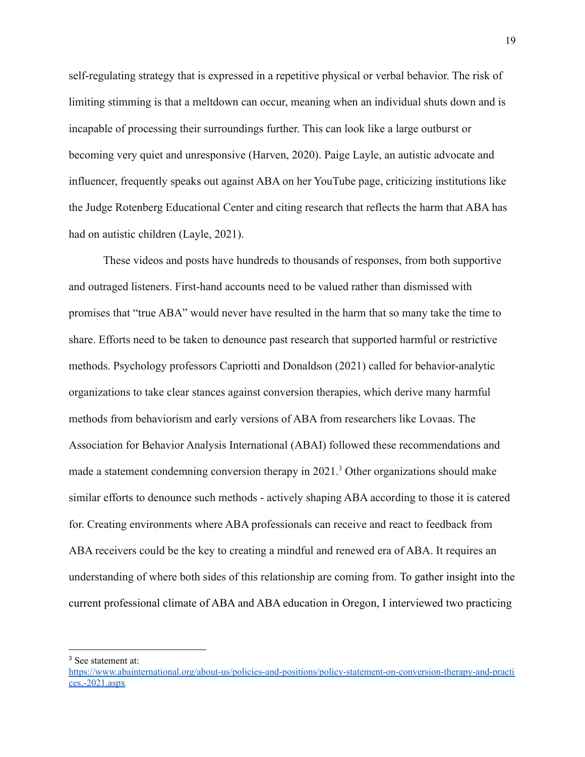self-regulating strategy that is expressed in a repetitive physical or verbal behavior. The risk of limiting stimming is that a meltdown can occur, meaning when an individual shuts down and is incapable of processing their surroundings further. This can look like a large outburst or becoming very quiet and unresponsive (Harven, 2020). Paige Layle, an autistic advocate and influencer, frequently speaks out against ABA on her YouTube page, criticizing institutions like the Judge Rotenberg Educational Center and citing research that reflects the harm that ABA has had on autistic children (Layle, 2021).

These videos and posts have hundreds to thousands of responses, from both supportive and outraged listeners. First-hand accounts need to be valued rather than dismissed with promises that "true ABA" would never have resulted in the harm that so many take the time to share. Efforts need to be taken to denounce past research that supported harmful or restrictive methods. Psychology professors Capriotti and Donaldson (2021) called for behavior-analytic organizations to take clear stances against conversion therapies, which derive many harmful methods from behaviorism and early versions of ABA from researchers like Lovaas. The Association for Behavior Analysis International (ABAI) followed these recommendations and made a statement condemning conversion therapy in 2021.[3] Other organizations should make similar efforts to denounce such methods - actively shaping ABA according to those it is catered for. Creating environments where ABA professionals can receive and react to feedback from ABA receivers could be the key to creating a mindful and renewed era of ABA. It requires an understanding of where both sides of this relationship are coming from. To gather insight into the current professional climate of ABA and ABA education in Oregon, I interviewed two practicing

[3] See statement at: https://www.abainternational.org/about-us/policies-and-positions/policy-statement-on-conversion-therapy-and-practices,-2021.aspx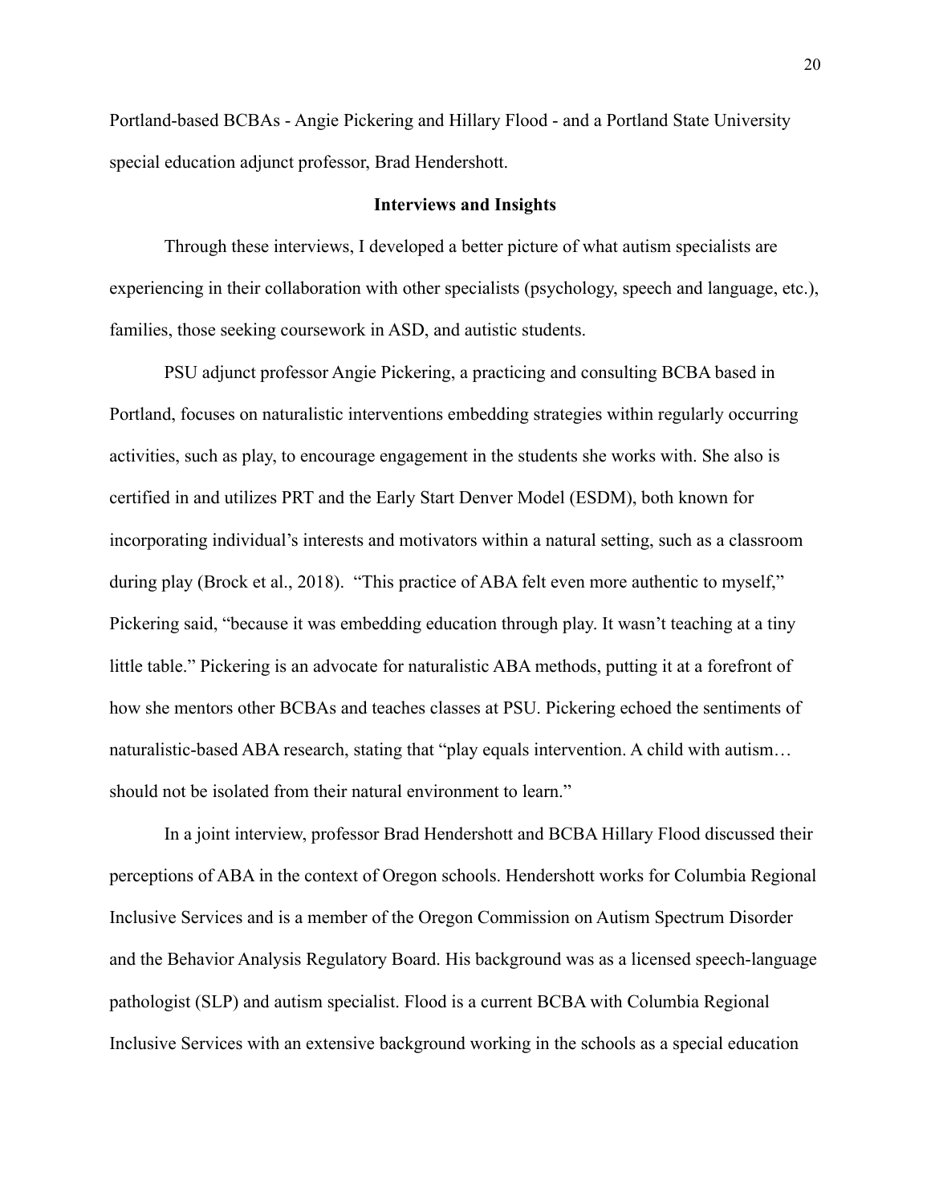Portland-based BCBAs - Angie Pickering and Hillary Flood - and a Portland State University special education adjunct professor, Brad Hendershott.

## Interviews and Insights

Through these interviews, I developed a better picture of what autism specialists are experiencing in their collaboration with other specialists (psychology, speech and language, etc.), families, those seeking coursework in ASD, and autistic students.

PSU adjunct professor Angie Pickering, a practicing and consulting BCBA based in Portland, focuses on naturalistic interventions embedding strategies within regularly occurring activities, such as play, to encourage engagement in the students she works with. She also is certified in and utilizes PRT and the Early Start Denver Model (ESDM), both known for incorporating individual's interests and motivators within a natural setting, such as a classroom during play (Brock et al., 2018). "This practice of ABA felt even more authentic to myself," Pickering said, "because it was embedding education through play. It wasn't teaching at a tiny little table." Pickering is an advocate for naturalistic ABA methods, putting it at a forefront of how she mentors other BCBAs and teaches classes at PSU. Pickering echoed the sentiments of naturalistic-based ABA research, stating that "play equals intervention. A child with autism… should not be isolated from their natural environment to learn."

In a joint interview, professor Brad Hendershott and BCBA Hillary Flood discussed their perceptions of ABA in the context of Oregon schools. Hendershott works for Columbia Regional Inclusive Services and is a member of the Oregon Commission on Autism Spectrum Disorder and the Behavior Analysis Regulatory Board. His background was as a licensed speech-language pathologist (SLP) and autism specialist. Flood is a current BCBA with Columbia Regional Inclusive Services with an extensive background working in the schools as a special education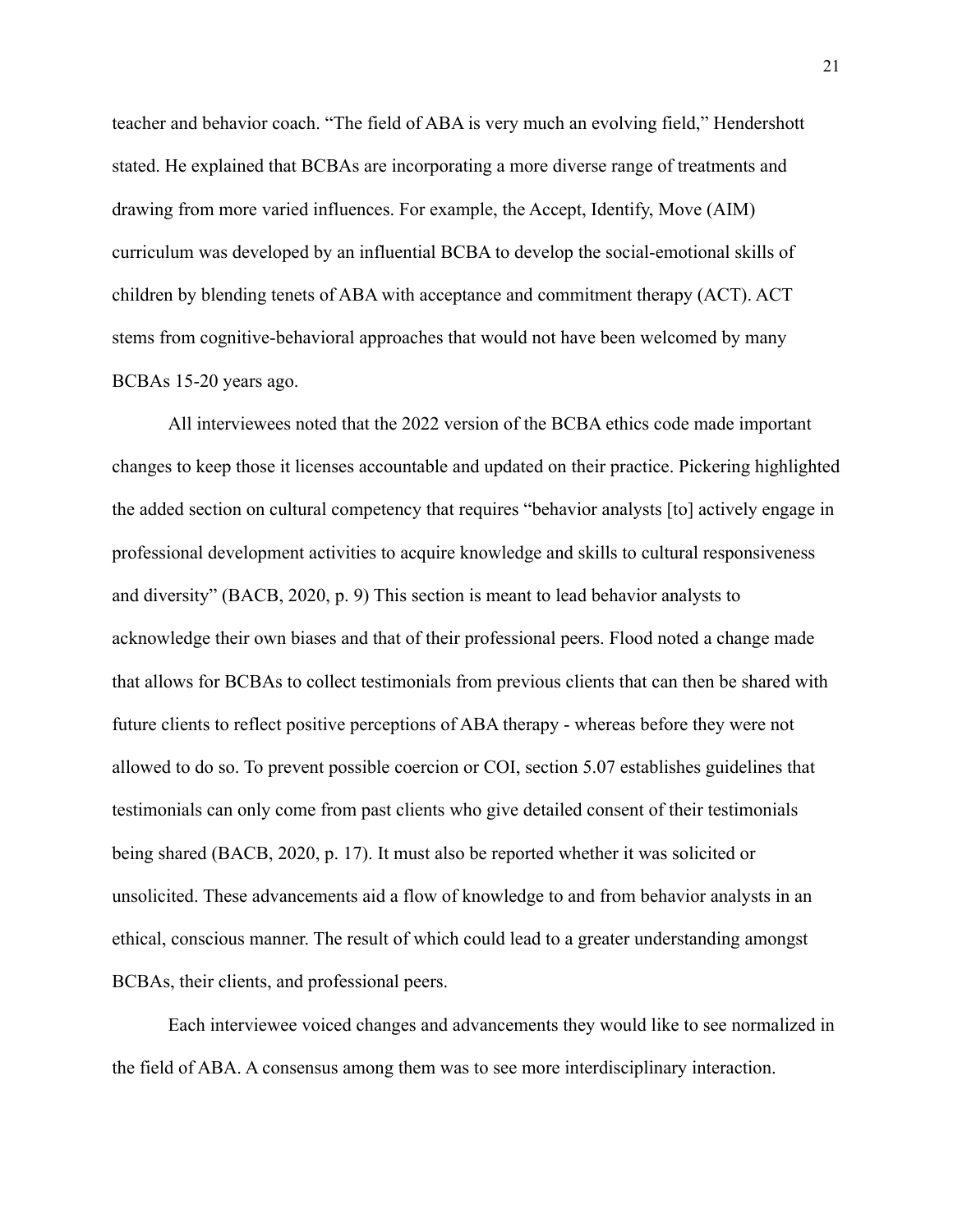teacher and behavior coach. “The field of ABA is very much an evolving field,” Hendershott stated. He explained that BCBAs are incorporating a more diverse range of treatments and drawing from more varied influences. For example, the Accept, Identify, Move (AIM) curriculum was developed by an influential BCBA to develop the social-emotional skills of children by blending tenets of ABA with acceptance and commitment therapy (ACT). ACT stems from cognitive-behavioral approaches that would not have been welcomed by many BCBAs 15-20 years ago.

All interviewees noted that the 2022 version of the BCBA ethics code made important changes to keep those it licenses accountable and updated on their practice. Pickering highlighted the added section on cultural competency that requires “behavior analysts [to] actively engage in professional development activities to acquire knowledge and skills to cultural responsiveness and diversity” (BACB, 2020, p. 9) This section is meant to lead behavior analysts to acknowledge their own biases and that of their professional peers. Flood noted a change made that allows for BCBAs to collect testimonials from previous clients that can then be shared with future clients to reflect positive perceptions of ABA therapy - whereas before they were not allowed to do so. To prevent possible coercion or COI, section 5.07 establishes guidelines that testimonials can only come from past clients who give detailed consent of their testimonials being shared (BACB, 2020, p. 17). It must also be reported whether it was solicited or unsolicited. These advancements aid a flow of knowledge to and from behavior analysts in an ethical, conscious manner. The result of which could lead to a greater understanding amongst BCBAs, their clients, and professional peers.

Each interviewee voiced changes and advancements they would like to see normalized in the field of ABA. A consensus among them was to see more interdisciplinary interaction.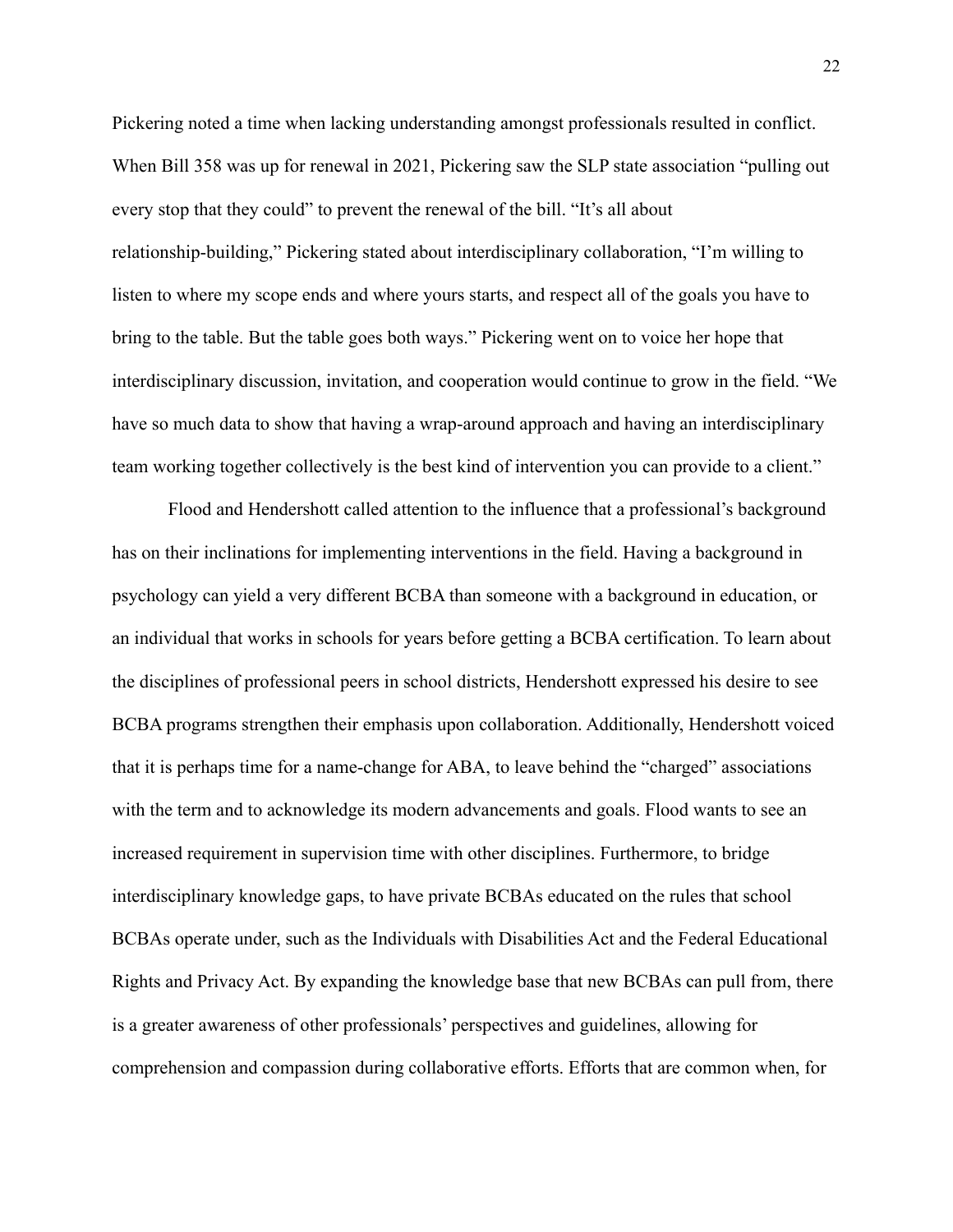Pickering noted a time when lacking understanding amongst professionals resulted in conflict. When Bill 358 was up for renewal in 2021, Pickering saw the SLP state association "pulling out every stop that they could" to prevent the renewal of the bill. "It's all about relationship-building," Pickering stated about interdisciplinary collaboration, "I'm willing to listen to where my scope ends and where yours starts, and respect all of the goals you have to bring to the table. But the table goes both ways." Pickering went on to voice her hope that interdisciplinary discussion, invitation, and cooperation would continue to grow in the field. "We have so much data to show that having a wrap-around approach and having an interdisciplinary team working together collectively is the best kind of intervention you can provide to a client."

Flood and Hendershott called attention to the influence that a professional's background has on their inclinations for implementing interventions in the field. Having a background in psychology can yield a very different BCBA than someone with a background in education, or an individual that works in schools for years before getting a BCBA certification. To learn about the disciplines of professional peers in school districts, Hendershott expressed his desire to see BCBA programs strengthen their emphasis upon collaboration. Additionally, Hendershott voiced that it is perhaps time for a name-change for ABA, to leave behind the "charged" associations with the term and to acknowledge its modern advancements and goals. Flood wants to see an increased requirement in supervision time with other disciplines. Furthermore, to bridge interdisciplinary knowledge gaps, to have private BCBAs educated on the rules that school BCBAs operate under, such as the Individuals with Disabilities Act and the Federal Educational Rights and Privacy Act. By expanding the knowledge base that new BCBAs can pull from, there is a greater awareness of other professionals' perspectives and guidelines, allowing for comprehension and compassion during collaborative efforts. Efforts that are common when, for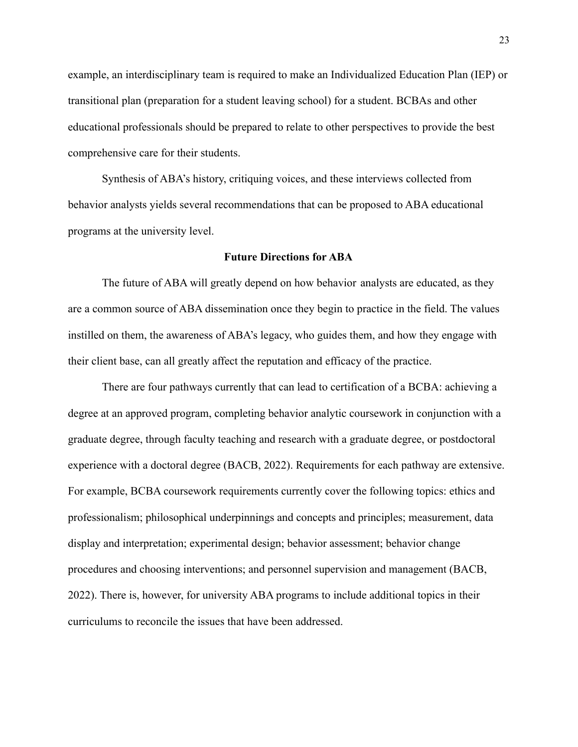example, an interdisciplinary team is required to make an Individualized Education Plan (IEP) or transitional plan (preparation for a student leaving school) for a student. BCBAs and other educational professionals should be prepared to relate to other perspectives to provide the best comprehensive care for their students.

Synthesis of ABA's history, critiquing voices, and these interviews collected from behavior analysts yields several recommendations that can be proposed to ABA educational programs at the university level.

## Future Directions for ABA

The future of ABA will greatly depend on how behavior analysts are educated, as they are a common source of ABA dissemination once they begin to practice in the field. The values instilled on them, the awareness of ABA's legacy, who guides them, and how they engage with their client base, can all greatly affect the reputation and efficacy of the practice.

There are four pathways currently that can lead to certification of a BCBA: achieving a degree at an approved program, completing behavior analytic coursework in conjunction with a graduate degree, through faculty teaching and research with a graduate degree, or postdoctoral experience with a doctoral degree (BACB, 2022). Requirements for each pathway are extensive. For example, BCBA coursework requirements currently cover the following topics: ethics and professionalism; philosophical underpinnings and concepts and principles; measurement, data display and interpretation; experimental design; behavior assessment; behavior change procedures and choosing interventions; and personnel supervision and management (BACB, 2022). There is, however, for university ABA programs to include additional topics in their curriculums to reconcile the issues that have been addressed.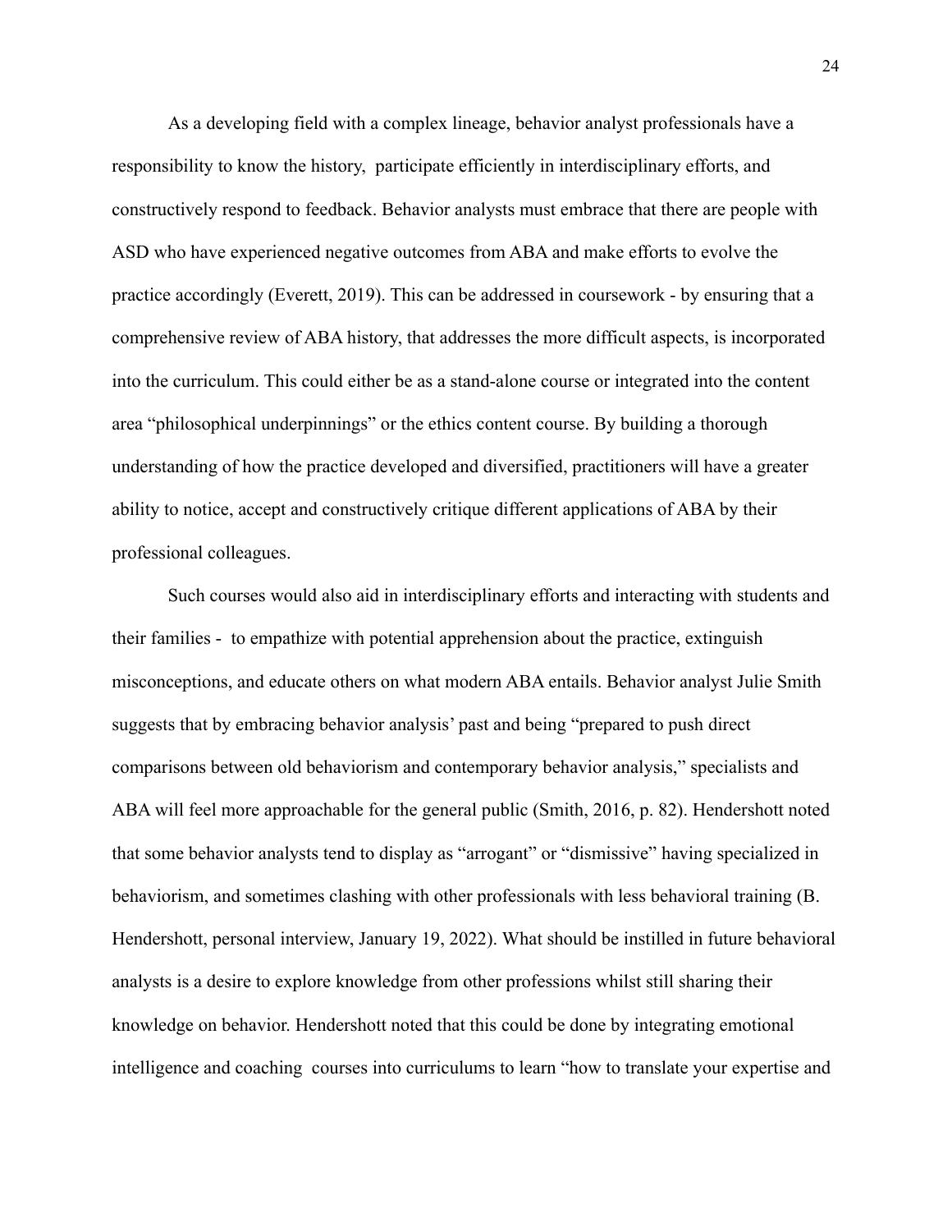As a developing field with a complex lineage, behavior analyst professionals have a responsibility to know the history, participate efficiently in interdisciplinary efforts, and constructively respond to feedback. Behavior analysts must embrace that there are people with ASD who have experienced negative outcomes from ABA and make efforts to evolve the practice accordingly (Everett, 2019). This can be addressed in coursework - by ensuring that a comprehensive review of ABA history, that addresses the more difficult aspects, is incorporated into the curriculum. This could either be as a stand-alone course or integrated into the content area "philosophical underpinnings" or the ethics content course. By building a thorough understanding of how the practice developed and diversified, practitioners will have a greater ability to notice, accept and constructively critique different applications of ABA by their professional colleagues.

Such courses would also aid in interdisciplinary efforts and interacting with students and their families - to empathize with potential apprehension about the practice, extinguish misconceptions, and educate others on what modern ABA entails. Behavior analyst Julie Smith suggests that by embracing behavior analysis' past and being "prepared to push direct comparisons between old behaviorism and contemporary behavior analysis," specialists and ABA will feel more approachable for the general public (Smith, 2016, p. 82). Hendershott noted that some behavior analysts tend to display as "arrogant" or "dismissive" having specialized in behaviorism, and sometimes clashing with other professionals with less behavioral training (B. Hendershott, personal interview, January 19, 2022). What should be instilled in future behavioral analysts is a desire to explore knowledge from other professions whilst still sharing their knowledge on behavior. Hendershott noted that this could be done by integrating emotional intelligence and coaching courses into curriculums to learn "how to translate your expertise and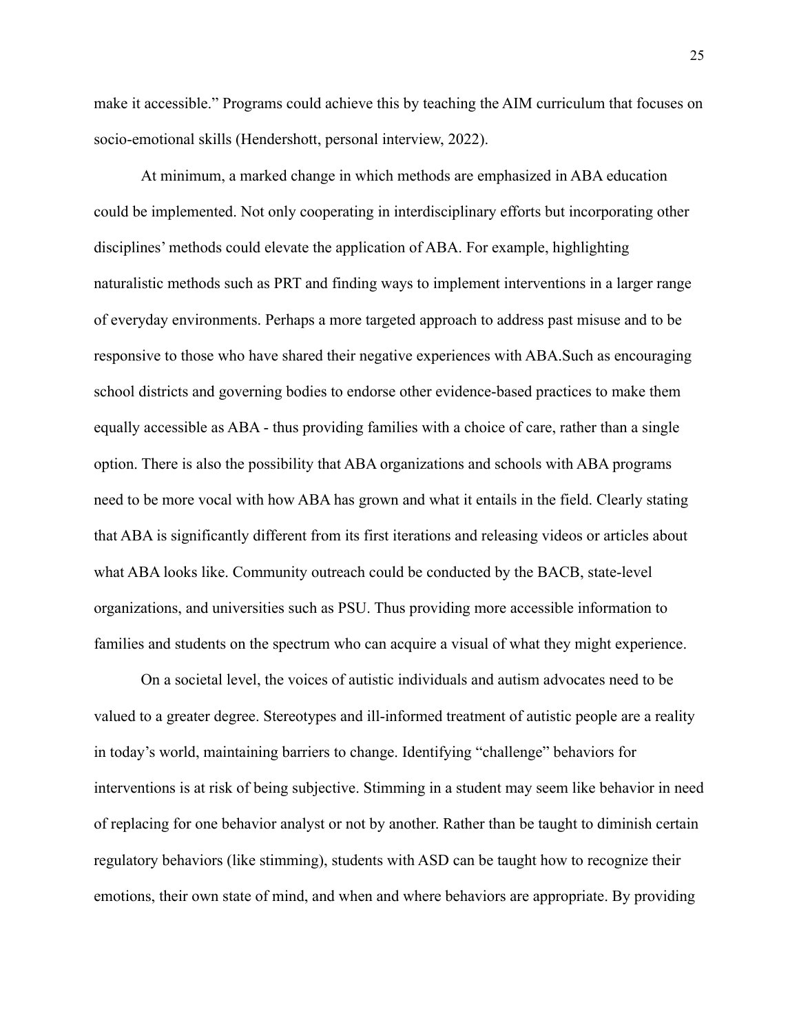make it accessible." Programs could achieve this by teaching the AIM curriculum that focuses on socio-emotional skills (Hendershott, personal interview, 2022).

At minimum, a marked change in which methods are emphasized in ABA education could be implemented. Not only cooperating in interdisciplinary efforts but incorporating other disciplines' methods could elevate the application of ABA. For example, highlighting naturalistic methods such as PRT and finding ways to implement interventions in a larger range of everyday environments. Perhaps a more targeted approach to address past misuse and to be responsive to those who have shared their negative experiences with ABA.Such as encouraging school districts and governing bodies to endorse other evidence-based practices to make them equally accessible as ABA - thus providing families with a choice of care, rather than a single option. There is also the possibility that ABA organizations and schools with ABA programs need to be more vocal with how ABA has grown and what it entails in the field. Clearly stating that ABA is significantly different from its first iterations and releasing videos or articles about what ABA looks like. Community outreach could be conducted by the BACB, state-level organizations, and universities such as PSU. Thus providing more accessible information to families and students on the spectrum who can acquire a visual of what they might experience.

On a societal level, the voices of autistic individuals and autism advocates need to be valued to a greater degree. Stereotypes and ill-informed treatment of autistic people are a reality in today's world, maintaining barriers to change. Identifying "challenge" behaviors for interventions is at risk of being subjective. Stimming in a student may seem like behavior in need of replacing for one behavior analyst or not by another. Rather than be taught to diminish certain regulatory behaviors (like stimming), students with ASD can be taught how to recognize their emotions, their own state of mind, and when and where behaviors are appropriate. By providing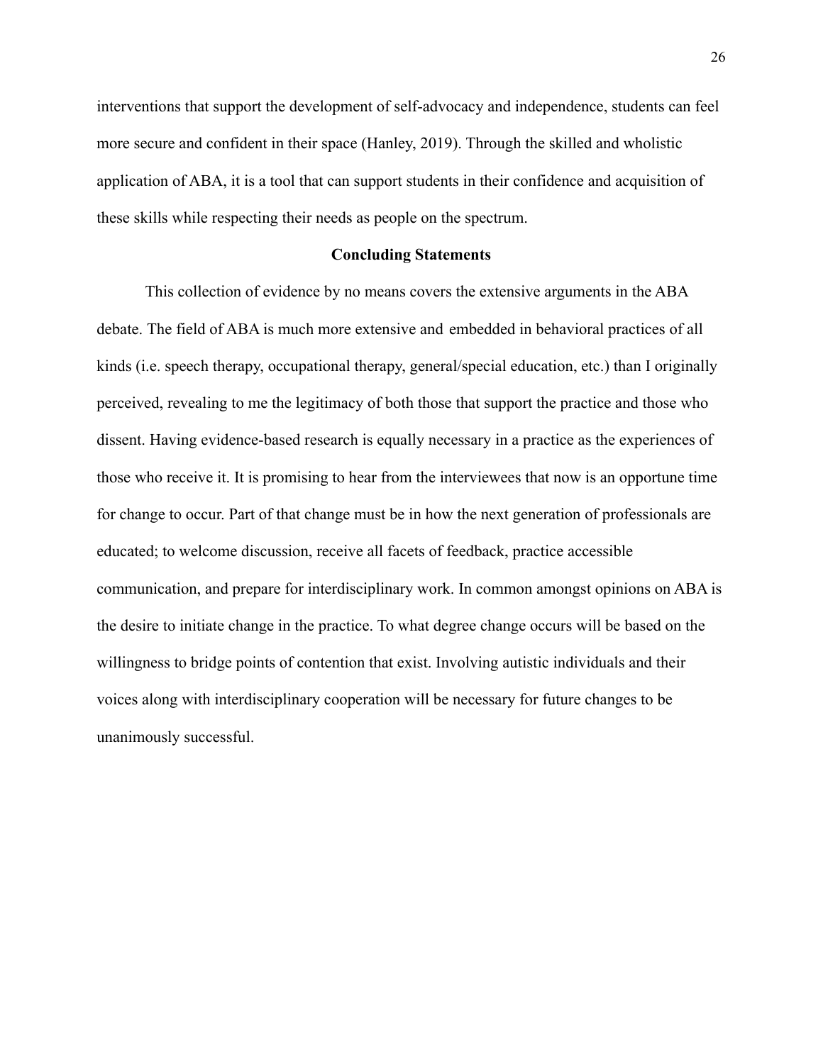interventions that support the development of self-advocacy and independence, students can feel more secure and confident in their space (Hanley, 2019). Through the skilled and wholistic application of ABA, it is a tool that can support students in their confidence and acquisition of these skills while respecting their needs as people on the spectrum.

## Concluding Statements

This collection of evidence by no means covers the extensive arguments in the ABA debate. The field of ABA is much more extensive and embedded in behavioral practices of all kinds (i.e. speech therapy, occupational therapy, general/special education, etc.) than I originally perceived, revealing to me the legitimacy of both those that support the practice and those who dissent. Having evidence-based research is equally necessary in a practice as the experiences of those who receive it. It is promising to hear from the interviewees that now is an opportune time for change to occur. Part of that change must be in how the next generation of professionals are educated; to welcome discussion, receive all facets of feedback, practice accessible communication, and prepare for interdisciplinary work. In common amongst opinions on ABA is the desire to initiate change in the practice. To what degree change occurs will be based on the willingness to bridge points of contention that exist. Involving autistic individuals and their voices along with interdisciplinary cooperation will be necessary for future changes to be unanimously successful.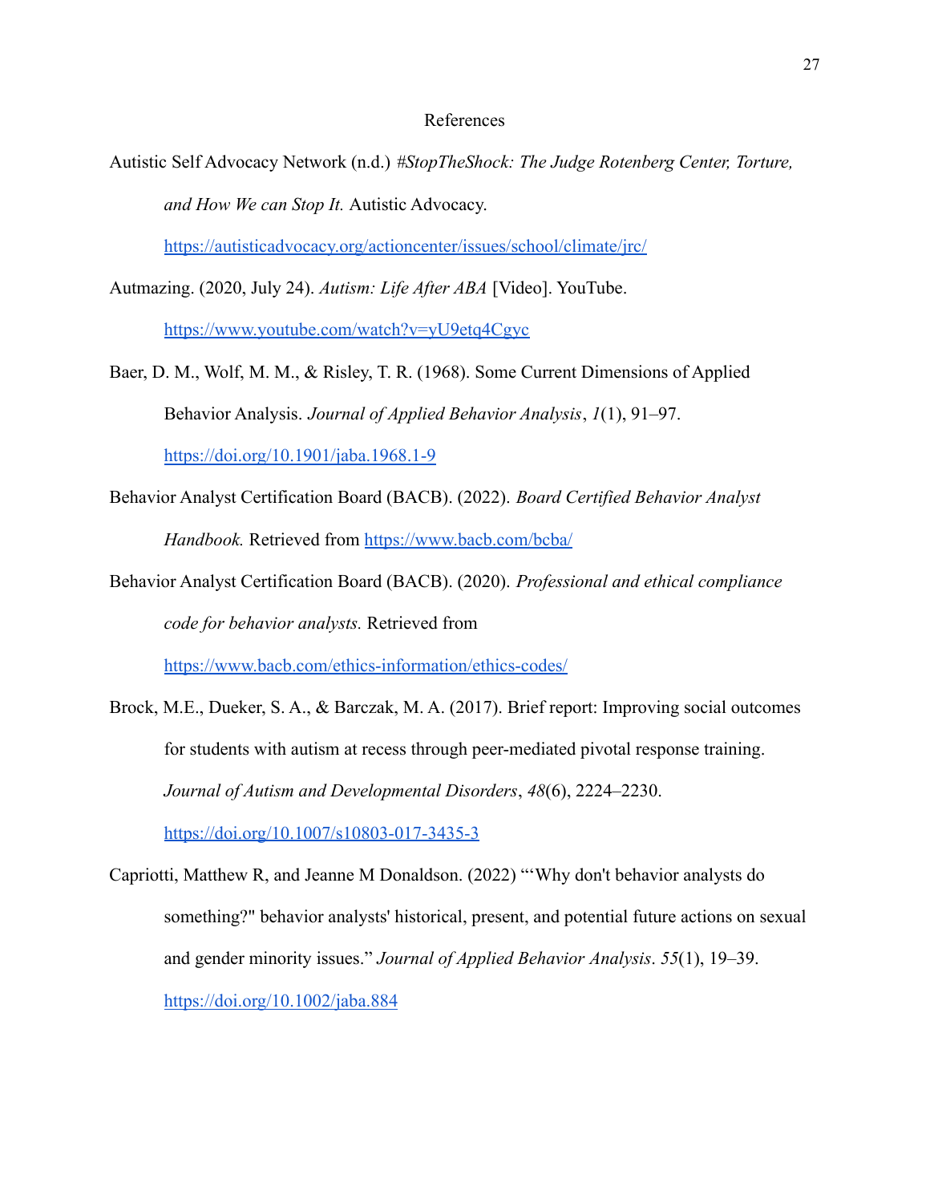# References

Autistic Self Advocacy Network (n.d.) *#StopTheShock: The Judge Rotenberg Center, Torture, and How We can Stop It.* Autistic Advocacy. https://autisticadvocacy.org/actioncenter/issues/school/climate/jrc/

Autmazing. (2020, July 24). *Autism: Life After ABA* [Video]. YouTube. https://www.youtube.com/watch?v=yU9etq4Cgyc

Baer, D. M., Wolf, M. M., & Risley, T. R. (1968). Some Current Dimensions of Applied Behavior Analysis. *Journal of Applied Behavior Analysis*, *1*(1), 91–97. https://doi.org/10.1901/jaba.1968.1-9

Behavior Analyst Certification Board (BACB). (2022). *Board Certified Behavior Analyst Handbook.* Retrieved from https://www.bacb.com/bcba/

Behavior Analyst Certification Board (BACB). (2020). *Professional and ethical compliance code for behavior analysts.* Retrieved from https://www.bacb.com/ethics-information/ethics-codes/

Brock, M.E., Dueker, S. A., & Barczak, M. A. (2017). Brief report: Improving social outcomes for students with autism at recess through peer-mediated pivotal response training. *Journal of Autism and Developmental Disorders*, *48*(6), 2224–2230. https://doi.org/10.1007/s10803-017-3435-3

Capriotti, Matthew R, and Jeanne M Donaldson. (2022) "'Why don't behavior analysts do something?" behavior analysts' historical, present, and potential future actions on sexual and gender minority issues." *Journal of Applied Behavior Analysis*. *55*(1), 19–39. https://doi.org/10.1002/jaba.884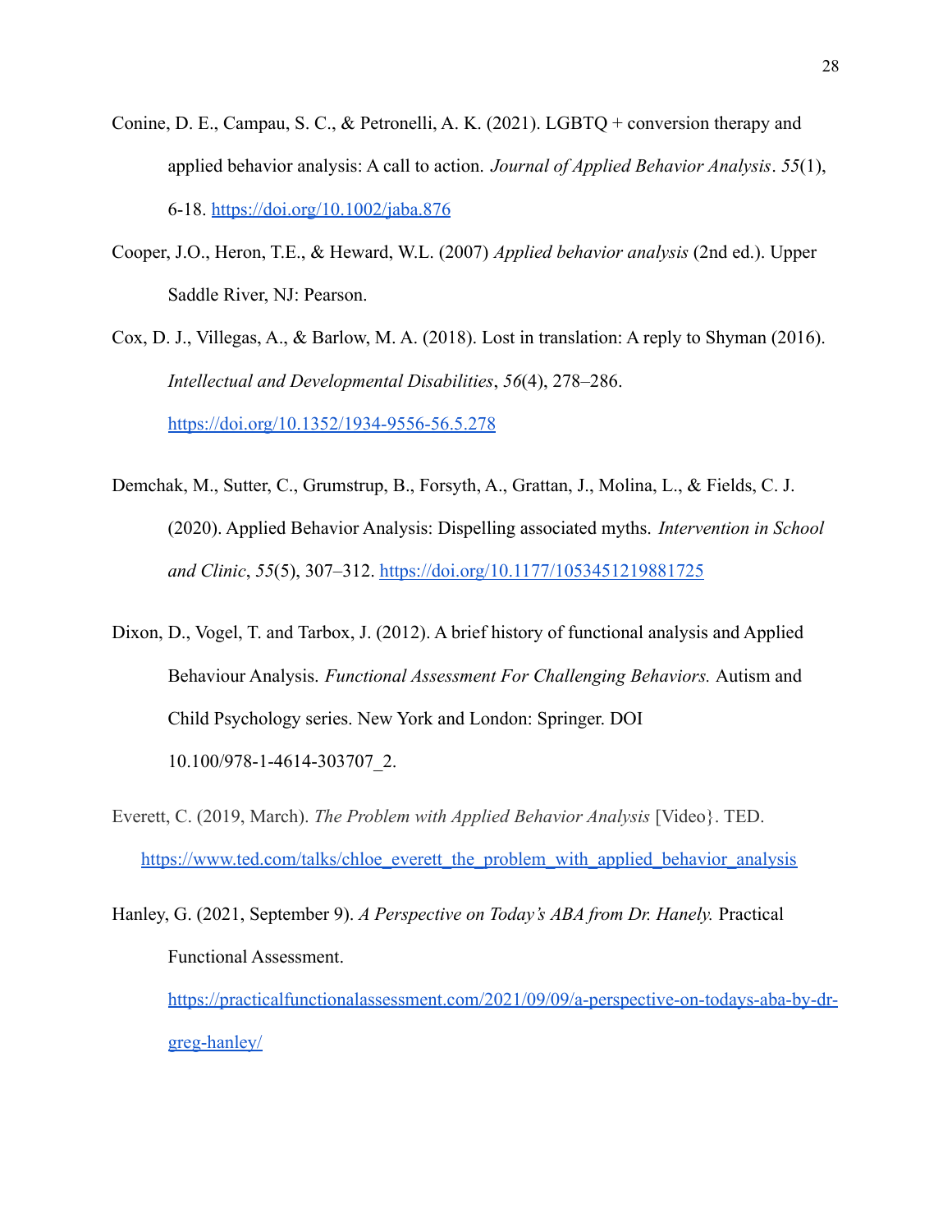Conine, D. E., Campau, S. C., & Petronelli, A. K. (2021). LGBTQ + conversion therapy and applied behavior analysis: A call to action. *Journal of Applied Behavior Analysis*. *55*(1), 6-18. https://doi.org/10.1002/jaba.876

Cooper, J.O., Heron, T.E., & Heward, W.L. (2007) *Applied behavior analysis* (2nd ed.). Upper Saddle River, NJ: Pearson.

Cox, D. J., Villegas, A., & Barlow, M. A. (2018). Lost in translation: A reply to Shyman (2016). *Intellectual and Developmental Disabilities*, *56*(4), 278–286. https://doi.org/10.1352/1934-9556-56.5.278

Demchak, M., Sutter, C., Grumstrup, B., Forsyth, A., Grattan, J., Molina, L., & Fields, C. J. (2020). Applied Behavior Analysis: Dispelling associated myths. *Intervention in School and Clinic*, *55*(5), 307–312. https://doi.org/10.1177/1053451219881725

Dixon, D., Vogel, T. and Tarbox, J. (2012). A brief history of functional analysis and Applied Behaviour Analysis. *Functional Assessment For Challenging Behaviors.* Autism and Child Psychology series. New York and London: Springer. DOI 10.100/978-1-4614-303707_2.

Everett, C. (2019, March). *The Problem with Applied Behavior Analysis* [Video}. TED. https://www.ted.com/talks/chloe_everett_the_problem_with_applied_behavior_analysis

Hanley, G. (2021, September 9). *A Perspective on Today's ABA from Dr. Hanely.* Practical Functional Assessment. https://practicalfunctionalassessment.com/2021/09/09/a-perspective-on-todays-aba-by-dr-greg-hanley/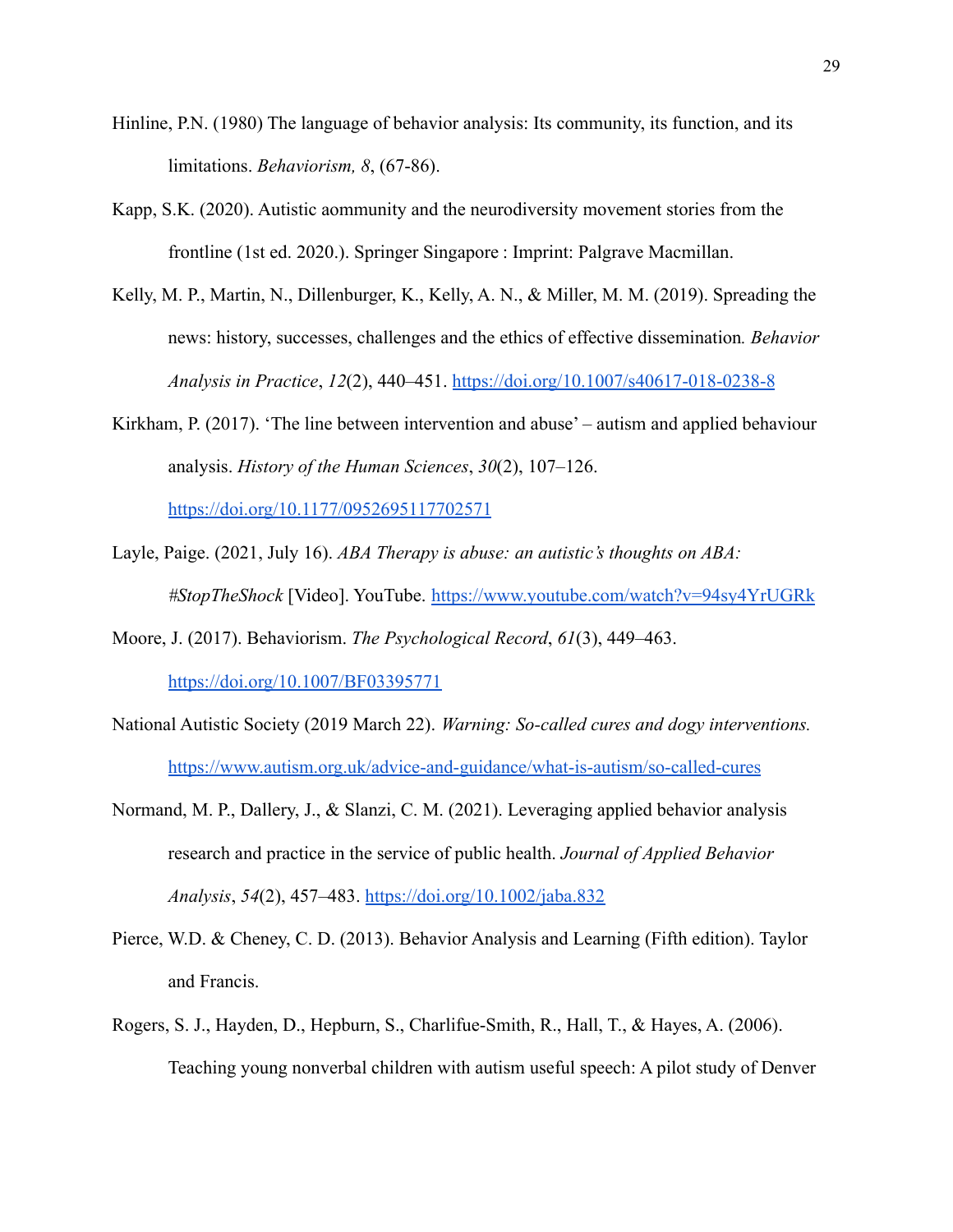Hinline, P.N. (1980) The language of behavior analysis: Its community, its function, and its limitations. *Behaviorism, 8*, (67-86).

Kapp, S.K. (2020). Autistic aommunity and the neurodiversity movement stories from the frontline (1st ed. 2020.). Springer Singapore : Imprint: Palgrave Macmillan.

Kelly, M. P., Martin, N., Dillenburger, K., Kelly, A. N., & Miller, M. M. (2019). Spreading the news: history, successes, challenges and the ethics of effective dissemination*. Behavior Analysis in Practice*, *12*(2), 440–451. https://doi.org/10.1007/s40617-018-0238-8

Kirkham, P. (2017). 'The line between intervention and abuse' – autism and applied behaviour analysis. *History of the Human Sciences*, *30*(2), 107–126. https://doi.org/10.1177/0952695117702571

Layle, Paige. (2021, July 16). *ABA Therapy is abuse: an autistic's thoughts on ABA: #StopTheShock* [Video]. YouTube. https://www.youtube.com/watch?v=94sy4YrUGRk

Moore, J. (2017). Behaviorism. *The Psychological Record*, *61*(3), 449–463. https://doi.org/10.1007/BF03395771

National Autistic Society (2019 March 22). *Warning: So-called cures and dogy interventions.* https://www.autism.org.uk/advice-and-guidance/what-is-autism/so-called-cures

Normand, M. P., Dallery, J., & Slanzi, C. M. (2021). Leveraging applied behavior analysis research and practice in the service of public health. *Journal of Applied Behavior Analysis*, *54*(2), 457–483. https://doi.org/10.1002/jaba.832

Pierce, W.D. & Cheney, C. D. (2013). Behavior Analysis and Learning (Fifth edition). Taylor and Francis.

Rogers, S. J., Hayden, D., Hepburn, S., Charlifue-Smith, R., Hall, T., & Hayes, A. (2006). Teaching young nonverbal children with autism useful speech: A pilot study of Denver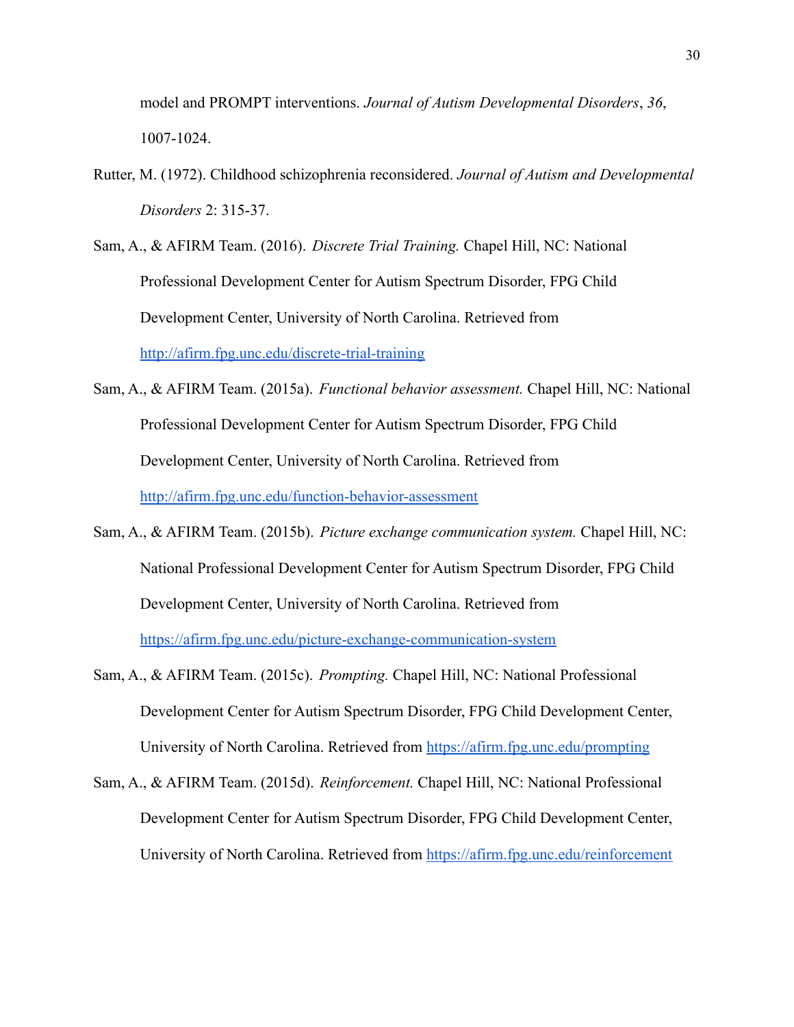model and PROMPT interventions. *Journal of Autism Developmental Disorders*, *36*, 1007-1024.

Rutter, M. (1972). Childhood schizophrenia reconsidered. *Journal of Autism and Developmental Disorders* 2: 315-37.

Sam, A., & AFIRM Team. (2016). *Discrete Trial Training.* Chapel Hill, NC: National Professional Development Center for Autism Spectrum Disorder, FPG Child Development Center, University of North Carolina. Retrieved from http://afirm.fpg.unc.edu/discrete-trial-training

Sam, A., & AFIRM Team. (2015a). *Functional behavior assessment.* Chapel Hill, NC: National Professional Development Center for Autism Spectrum Disorder, FPG Child Development Center, University of North Carolina. Retrieved from http://afirm.fpg.unc.edu/function-behavior-assessment

Sam, A., & AFIRM Team. (2015b). *Picture exchange communication system.* Chapel Hill, NC: National Professional Development Center for Autism Spectrum Disorder, FPG Child Development Center, University of North Carolina. Retrieved from https://afirm.fpg.unc.edu/picture-exchange-communication-system

Sam, A., & AFIRM Team. (2015c). *Prompting.* Chapel Hill, NC: National Professional Development Center for Autism Spectrum Disorder, FPG Child Development Center, University of North Carolina. Retrieved from https://afirm.fpg.unc.edu/prompting

Sam, A., & AFIRM Team. (2015d). *Reinforcement.* Chapel Hill, NC: National Professional Development Center for Autism Spectrum Disorder, FPG Child Development Center, University of North Carolina. Retrieved from https://afirm.fpg.unc.edu/reinforcement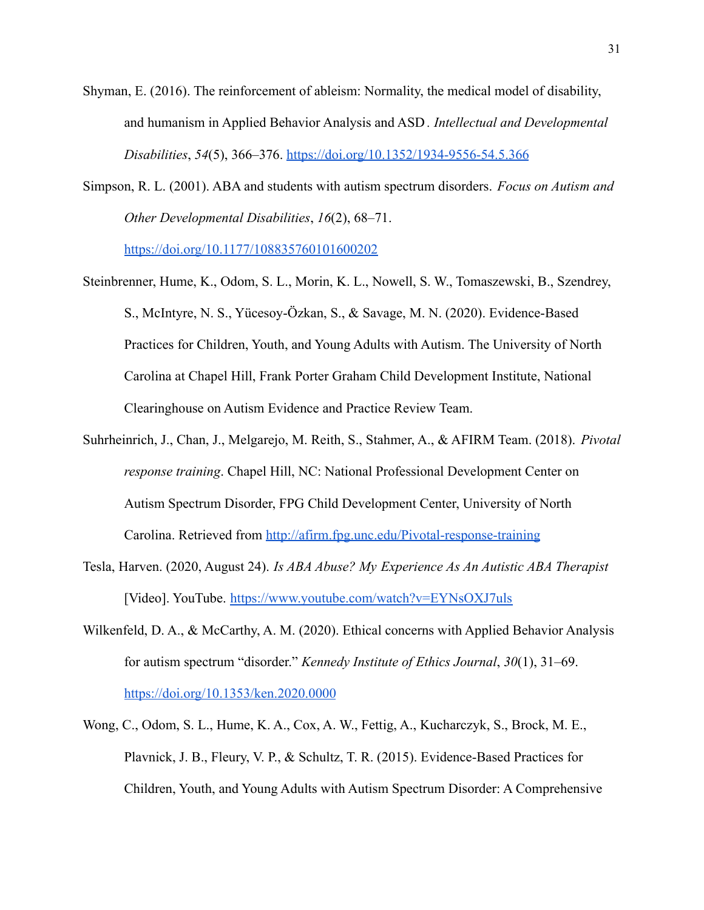Shyman, E. (2016). The reinforcement of ableism: Normality, the medical model of disability, and humanism in Applied Behavior Analysis and ASD. *Intellectual and Developmental Disabilities*, *54*(5), 366–376. https://doi.org/10.1352/1934-9556-54.5.366

Simpson, R. L. (2001). ABA and students with autism spectrum disorders. *Focus on Autism and Other Developmental Disabilities*, *16*(2), 68–71. https://doi.org/10.1177/108835760101600202

Steinbrenner, Hume, K., Odom, S. L., Morin, K. L., Nowell, S. W., Tomaszewski, B., Szendrey, S., McIntyre, N. S., Yücesoy-Özkan, S., & Savage, M. N. (2020). Evidence-Based Practices for Children, Youth, and Young Adults with Autism. The University of North Carolina at Chapel Hill, Frank Porter Graham Child Development Institute, National Clearinghouse on Autism Evidence and Practice Review Team.

Suhrheinrich, J., Chan, J., Melgarejo, M. Reith, S., Stahmer, A., & AFIRM Team. (2018). *Pivotal response training*. Chapel Hill, NC: National Professional Development Center on Autism Spectrum Disorder, FPG Child Development Center, University of North Carolina. Retrieved from http://afirm.fpg.unc.edu/Pivotal-response-training

Tesla, Harven. (2020, August 24). *Is ABA Abuse? My Experience As An Autistic ABA Therapist* [Video]. YouTube. https://www.youtube.com/watch?v=EYNsOXJ7uls

Wilkenfeld, D. A., & McCarthy, A. M. (2020). Ethical concerns with Applied Behavior Analysis for autism spectrum "disorder." *Kennedy Institute of Ethics Journal*, *30*(1), 31–69. https://doi.org/10.1353/ken.2020.0000

Wong, C., Odom, S. L., Hume, K. A., Cox, A. W., Fettig, A., Kucharczyk, S., Brock, M. E., Plavnick, J. B., Fleury, V. P., & Schultz, T. R. (2015). Evidence-Based Practices for Children, Youth, and Young Adults with Autism Spectrum Disorder: A Comprehensive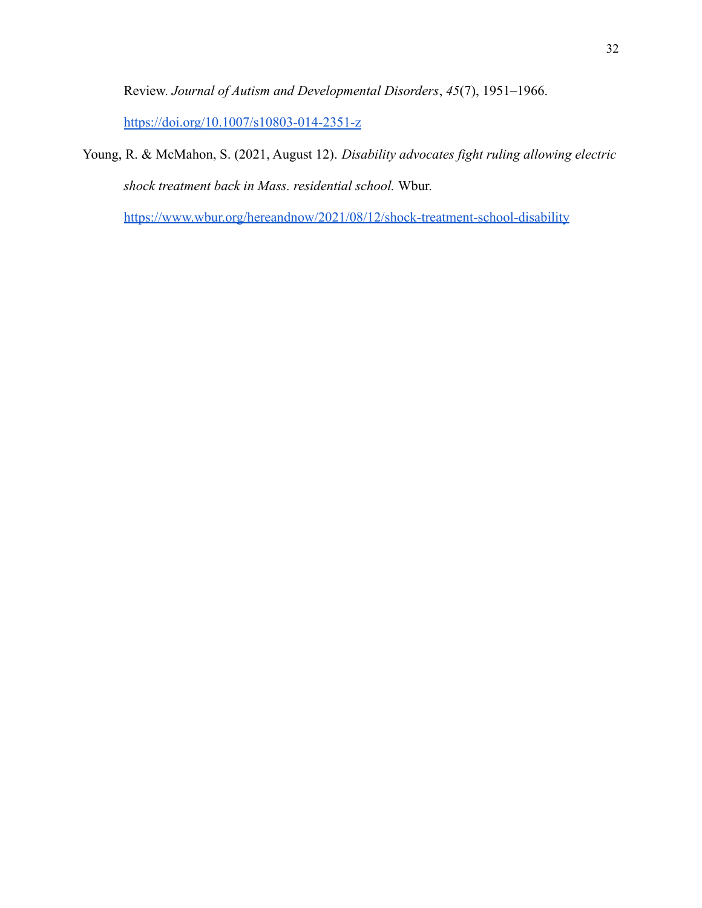Review. *Journal of Autism and Developmental Disorders*, *45*(7), 1951–1966. https://doi.org/10.1007/s10803-014-2351-z

Young, R. & McMahon, S. (2021, August 12). *Disability advocates fight ruling allowing electric shock treatment back in Mass. residential school.* Wbur. https://www.wbur.org/hereandnow/2021/08/12/shock-treatment-school-disability